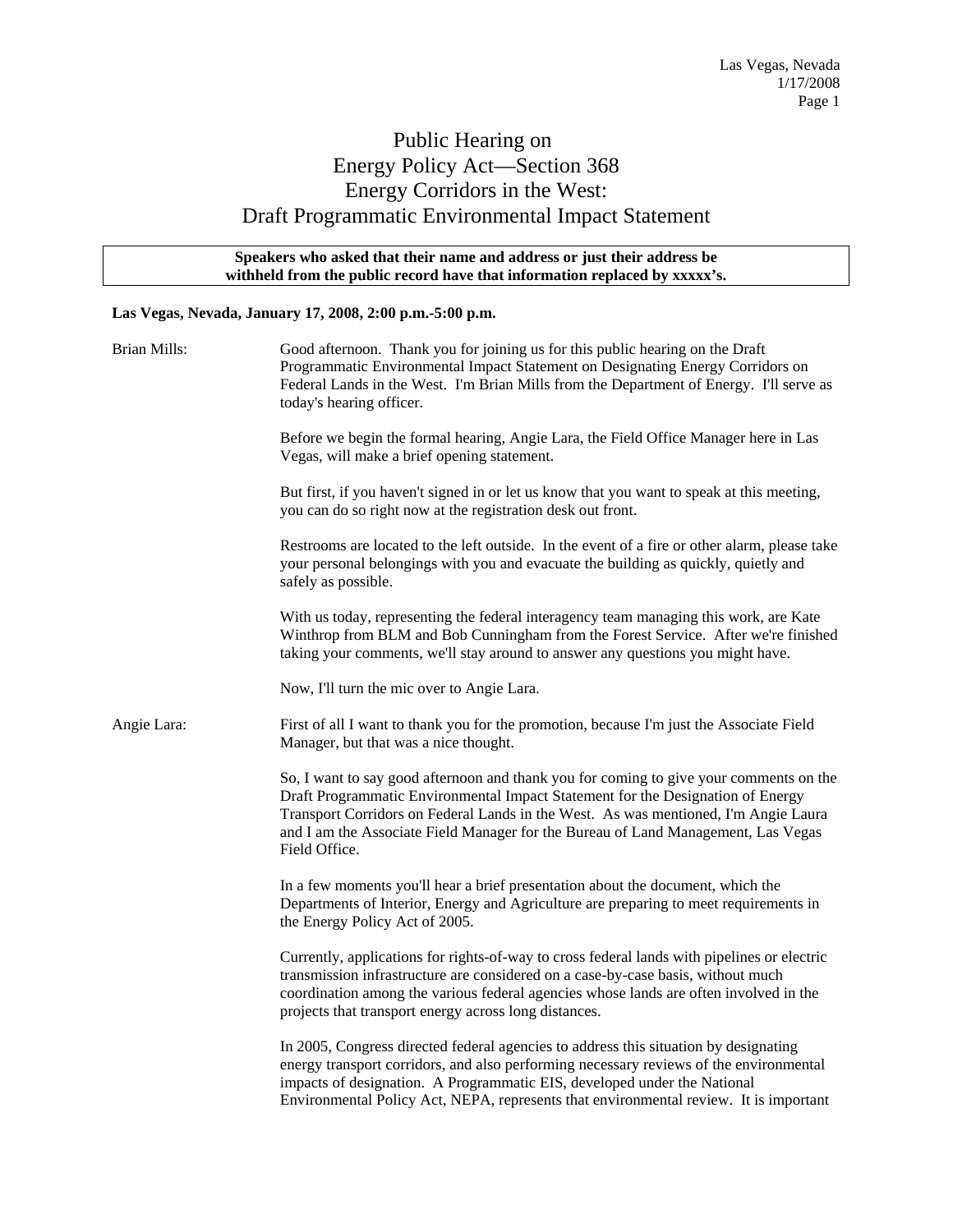# Public Hearing on Energy Policy Act—Section 368 Energy Corridors in the West: Draft Programmatic Environmental Impact Statement

**Speakers who asked that their name and address or just their address be withheld from the public record have that information replaced by xxxxx's.**

**Las Vegas, Nevada, January 17, 2008, 2:00 p.m.-5:00 p.m.**

Brian Mills: Good afternoon. Thank you for joining us for this public hearing on the Draft Programmatic Environmental Impact Statement on Designating Energy Corridors on Federal Lands in the West. I'm Brian Mills from the Department of Energy. I'll serve as today's hearing officer.

Before we begin the formal hearing, Angie Lara, the Field Office Manager here in Las Vegas, will make a brief opening statement.

But first, if you haven't signed in or let us know that you want to speak at this meeting, you can do so right now at the registration desk out front.

Restrooms are located to the left outside. In the event of a fire or other alarm, please take your personal belongings with you and evacuate the building as quickly, quietly and safely as possible.

With us today, representing the federal interagency team managing this work, are Kate Winthrop from BLM and Bob Cunningham from the Forest Service. After we're finished taking your comments, we'll stay around to answer any questions you might have.

Now, I'll turn the mic over to Angie Lara.

Angie Lara: First of all I want to thank you for the promotion, because I'm just the Associate Field Manager, but that was a nice thought.

So, I want to say good afternoon and thank you for coming to give your comments on the Draft Programmatic Environmental Impact Statement for the Designation of Energy Transport Corridors on Federal Lands in the West. As was mentioned, I'm Angie Laura and I am the Associate Field Manager for the Bureau of Land Management, Las Vegas Field Office.

In a few moments you'll hear a brief presentation about the document, which the Departments of Interior, Energy and Agriculture are preparing to meet requirements in the Energy Policy Act of 2005.

Currently, applications for rights-of-way to cross federal lands with pipelines or electric transmission infrastructure are considered on a case-by-case basis, without much coordination among the various federal agencies whose lands are often involved in the projects that transport energy across long distances.

In 2005, Congress directed federal agencies to address this situation by designating energy transport corridors, and also performing necessary reviews of the environmental impacts of designation. A Programmatic EIS, developed under the National Environmental Policy Act, NEPA, represents that environmental review. It is important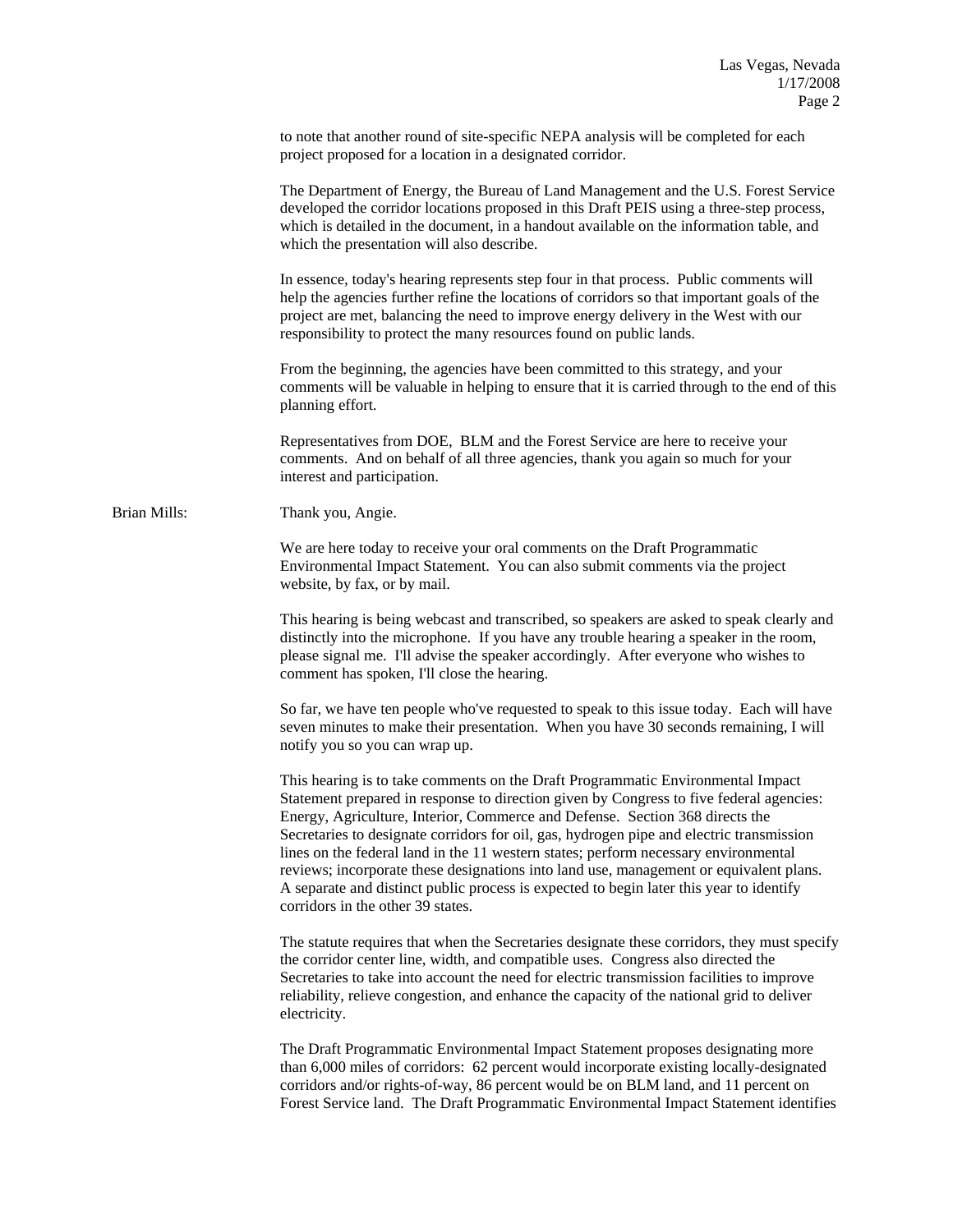to note that another round of site-specific NEPA analysis will be completed for each project proposed for a location in a designated corridor.

The Department of Energy, the Bureau of Land Management and the U.S. Forest Service developed the corridor locations proposed in this Draft PEIS using a three-step process, which is detailed in the document, in a handout available on the information table, and which the presentation will also describe.

In essence, today's hearing represents step four in that process. Public comments will help the agencies further refine the locations of corridors so that important goals of the project are met, balancing the need to improve energy delivery in the West with our responsibility to protect the many resources found on public lands.

From the beginning, the agencies have been committed to this strategy, and your comments will be valuable in helping to ensure that it is carried through to the end of this planning effort.

Representatives from DOE, BLM and the Forest Service are here to receive your comments. And on behalf of all three agencies, thank you again so much for your interest and participation.

Brian Mills: Thank you, Angie.

We are here today to receive your oral comments on the Draft Programmatic Environmental Impact Statement. You can also submit comments via the project website, by fax, or by mail.

This hearing is being webcast and transcribed, so speakers are asked to speak clearly and distinctly into the microphone. If you have any trouble hearing a speaker in the room, please signal me. I'll advise the speaker accordingly. After everyone who wishes to comment has spoken, I'll close the hearing.

So far, we have ten people who've requested to speak to this issue today. Each will have seven minutes to make their presentation. When you have 30 seconds remaining, I will notify you so you can wrap up.

This hearing is to take comments on the Draft Programmatic Environmental Impact Statement prepared in response to direction given by Congress to five federal agencies: Energy, Agriculture, Interior, Commerce and Defense. Section 368 directs the Secretaries to designate corridors for oil, gas, hydrogen pipe and electric transmission lines on the federal land in the 11 western states; perform necessary environmental reviews; incorporate these designations into land use, management or equivalent plans. A separate and distinct public process is expected to begin later this year to identify corridors in the other 39 states.

The statute requires that when the Secretaries designate these corridors, they must specify the corridor center line, width, and compatible uses. Congress also directed the Secretaries to take into account the need for electric transmission facilities to improve reliability, relieve congestion, and enhance the capacity of the national grid to deliver electricity.

The Draft Programmatic Environmental Impact Statement proposes designating more than 6,000 miles of corridors: 62 percent would incorporate existing locally-designated corridors and/or rights-of-way, 86 percent would be on BLM land, and 11 percent on Forest Service land. The Draft Programmatic Environmental Impact Statement identifies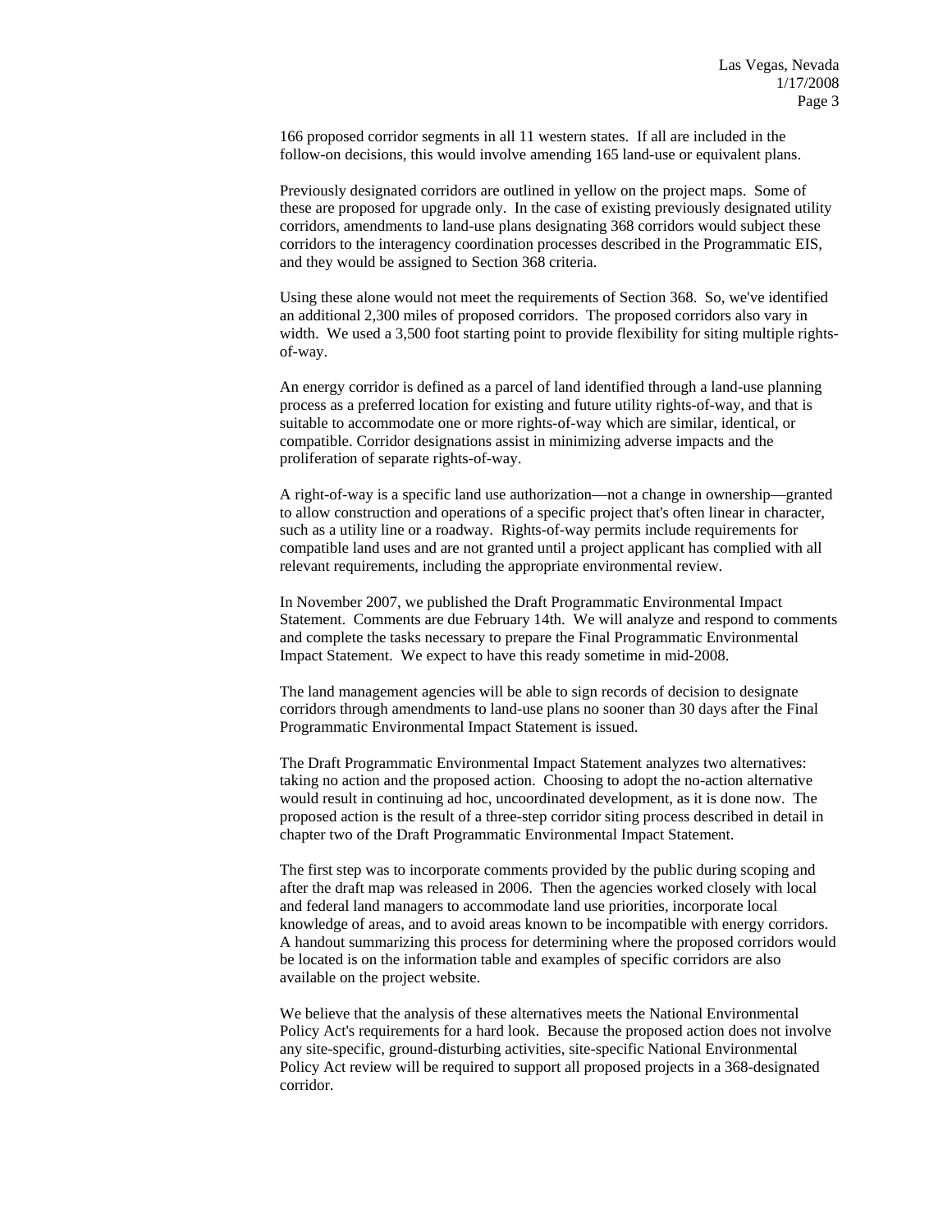166 proposed corridor segments in all 11 western states. If all are included in the follow-on decisions, this would involve amending 165 land-use or equivalent plans.

Previously designated corridors are outlined in yellow on the project maps. Some of these are proposed for upgrade only. In the case of existing previously designated utility corridors, amendments to land-use plans designating 368 corridors would subject these corridors to the interagency coordination processes described in the Programmatic EIS, and they would be assigned to Section 368 criteria.

Using these alone would not meet the requirements of Section 368. So, we've identified an additional 2,300 miles of proposed corridors. The proposed corridors also vary in width. We used a 3,500 foot starting point to provide flexibility for siting multiple rights-of-way.

An energy corridor is defined as a parcel of land identified through a land-use planning process as a preferred location for existing and future utility rights-of-way, and that is suitable to accommodate one or more rights-of-way which are similar, identical, or compatible. Corridor designations assist in minimizing adverse impacts and the proliferation of separate rights-of-way.

A right-of-way is a specific land use authorization—not a change in ownership—granted to allow construction and operations of a specific project that's often linear in character, such as a utility line or a roadway. Rights-of-way permits include requirements for compatible land uses and are not granted until a project applicant has complied with all relevant requirements, including the appropriate environmental review.

In November 2007, we published the Draft Programmatic Environmental Impact Statement. Comments are due February 14th. We will analyze and respond to comments and complete the tasks necessary to prepare the Final Programmatic Environmental Impact Statement. We expect to have this ready sometime in mid-2008.

The land management agencies will be able to sign records of decision to designate corridors through amendments to land-use plans no sooner than 30 days after the Final Programmatic Environmental Impact Statement is issued.

The Draft Programmatic Environmental Impact Statement analyzes two alternatives: taking no action and the proposed action. Choosing to adopt the no-action alternative would result in continuing ad hoc, uncoordinated development, as it is done now. The proposed action is the result of a three-step corridor siting process described in detail in chapter two of the Draft Programmatic Environmental Impact Statement.

The first step was to incorporate comments provided by the public during scoping and after the draft map was released in 2006. Then the agencies worked closely with local and federal land managers to accommodate land use priorities, incorporate local knowledge of areas, and to avoid areas known to be incompatible with energy corridors. A handout summarizing this process for determining where the proposed corridors would be located is on the information table and examples of specific corridors are also available on the project website.

We believe that the analysis of these alternatives meets the National Environmental Policy Act's requirements for a hard look. Because the proposed action does not involve any site-specific, ground-disturbing activities, site-specific National Environmental Policy Act review will be required to support all proposed projects in a 368-designated corridor.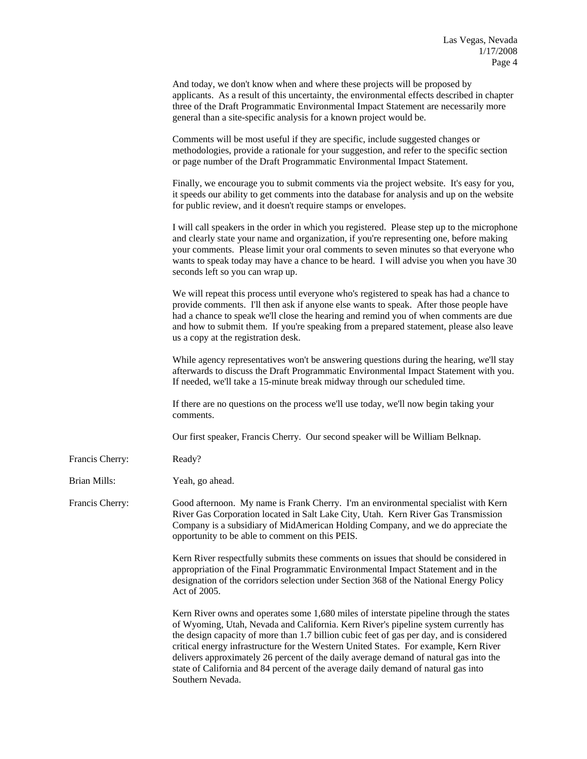And today, we don't know when and where these projects will be proposed by applicants. As a result of this uncertainty, the environmental effects described in chapter three of the Draft Programmatic Environmental Impact Statement are necessarily more general than a site-specific analysis for a known project would be.

Comments will be most useful if they are specific, include suggested changes or methodologies, provide a rationale for your suggestion, and refer to the specific section or page number of the Draft Programmatic Environmental Impact Statement.

Finally, we encourage you to submit comments via the project website. It's easy for you, it speeds our ability to get comments into the database for analysis and up on the website for public review, and it doesn't require stamps or envelopes.

I will call speakers in the order in which you registered. Please step up to the microphone and clearly state your name and organization, if you're representing one, before making your comments. Please limit your oral comments to seven minutes so that everyone who wants to speak today may have a chance to be heard. I will advise you when you have 30 seconds left so you can wrap up.

We will repeat this process until everyone who's registered to speak has had a chance to provide comments. I'll then ask if anyone else wants to speak. After those people have had a chance to speak we'll close the hearing and remind you of when comments are due and how to submit them. If you're speaking from a prepared statement, please also leave us a copy at the registration desk.

While agency representatives won't be answering questions during the hearing, we'll stay afterwards to discuss the Draft Programmatic Environmental Impact Statement with you. If needed, we'll take a 15-minute break midway through our scheduled time.

If there are no questions on the process we'll use today, we'll now begin taking your comments.

Our first speaker, Francis Cherry. Our second speaker will be William Belknap.

**Francis Cherry:** Ready?

**Brian Mills:** Yeah, go ahead.

**Francis Cherry:** Good afternoon. My name is Frank Cherry. I'm an environmental specialist with Kern River Gas Corporation located in Salt Lake City, Utah. Kern River Gas Transmission Company is a subsidiary of MidAmerican Holding Company, and we do appreciate the opportunity to be able to comment on this PEIS.

Kern River respectfully submits these comments on issues that should be considered in appropriation of the Final Programmatic Environmental Impact Statement and in the designation of the corridors selection under Section 368 of the National Energy Policy Act of 2005.

Kern River owns and operates some 1,680 miles of interstate pipeline through the states of Wyoming, Utah, Nevada and California. Kern River's pipeline system currently has the design capacity of more than 1.7 billion cubic feet of gas per day, and is considered critical energy infrastructure for the Western United States. For example, Kern River delivers approximately 26 percent of the daily average demand of natural gas into the state of California and 84 percent of the average daily demand of natural gas into Southern Nevada.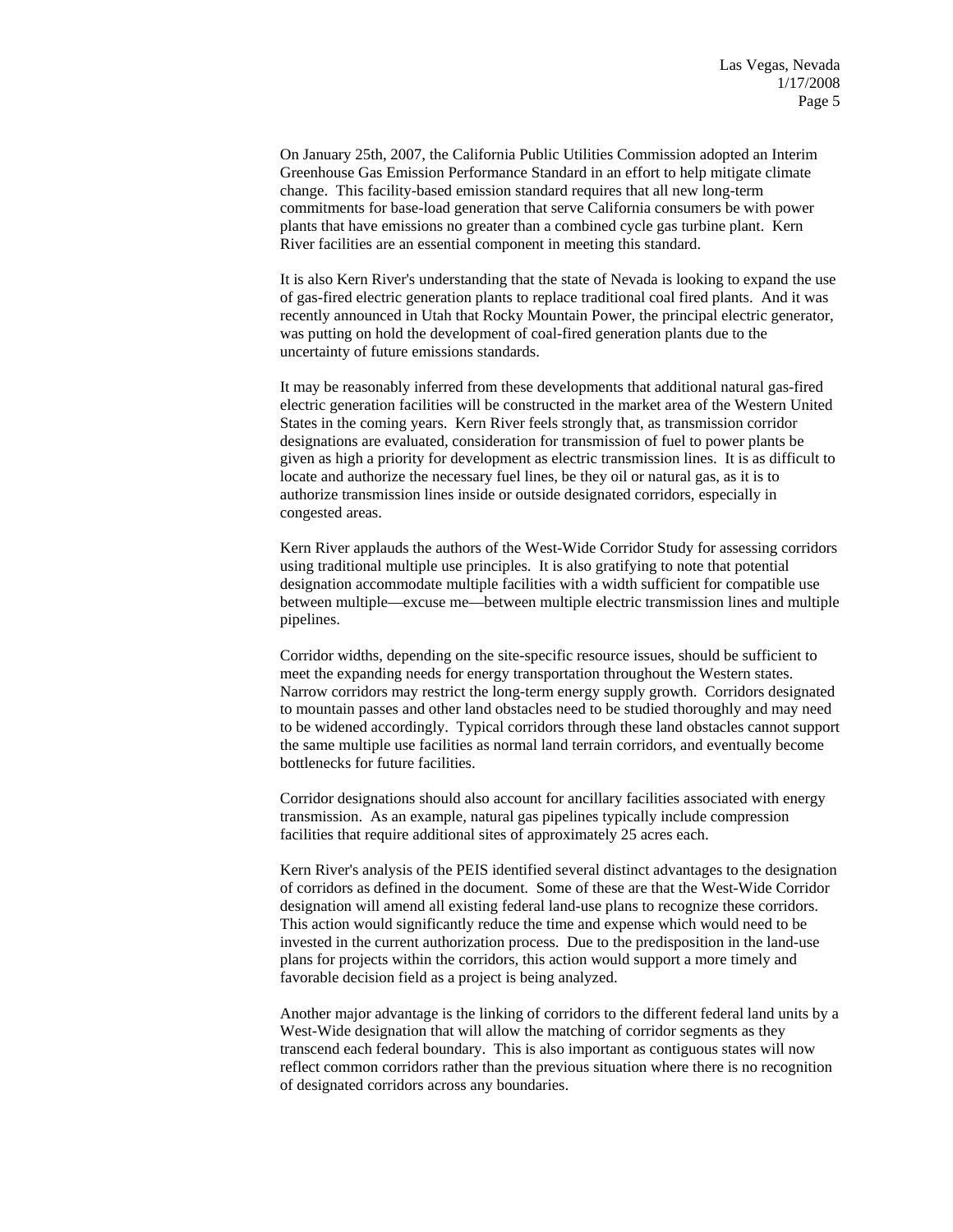On January 25th, 2007, the California Public Utilities Commission adopted an Interim Greenhouse Gas Emission Performance Standard in an effort to help mitigate climate change. This facility-based emission standard requires that all new long-term commitments for base-load generation that serve California consumers be with power plants that have emissions no greater than a combined cycle gas turbine plant. Kern River facilities are an essential component in meeting this standard.

It is also Kern River's understanding that the state of Nevada is looking to expand the use of gas-fired electric generation plants to replace traditional coal fired plants. And it was recently announced in Utah that Rocky Mountain Power, the principal electric generator, was putting on hold the development of coal-fired generation plants due to the uncertainty of future emissions standards.

It may be reasonably inferred from these developments that additional natural gas-fired electric generation facilities will be constructed in the market area of the Western United States in the coming years. Kern River feels strongly that, as transmission corridor designations are evaluated, consideration for transmission of fuel to power plants be given as high a priority for development as electric transmission lines. It is as difficult to locate and authorize the necessary fuel lines, be they oil or natural gas, as it is to authorize transmission lines inside or outside designated corridors, especially in congested areas.

Kern River applauds the authors of the West-Wide Corridor Study for assessing corridors using traditional multiple use principles. It is also gratifying to note that potential designation accommodate multiple facilities with a width sufficient for compatible use between multiple—excuse me—between multiple electric transmission lines and multiple pipelines.

Corridor widths, depending on the site-specific resource issues, should be sufficient to meet the expanding needs for energy transportation throughout the Western states. Narrow corridors may restrict the long-term energy supply growth. Corridors designated to mountain passes and other land obstacles need to be studied thoroughly and may need to be widened accordingly. Typical corridors through these land obstacles cannot support the same multiple use facilities as normal land terrain corridors, and eventually become bottlenecks for future facilities.

Corridor designations should also account for ancillary facilities associated with energy transmission. As an example, natural gas pipelines typically include compression facilities that require additional sites of approximately 25 acres each.

Kern River's analysis of the PEIS identified several distinct advantages to the designation of corridors as defined in the document. Some of these are that the West-Wide Corridor designation will amend all existing federal land-use plans to recognize these corridors. This action would significantly reduce the time and expense which would need to be invested in the current authorization process. Due to the predisposition in the land-use plans for projects within the corridors, this action would support a more timely and favorable decision field as a project is being analyzed.

Another major advantage is the linking of corridors to the different federal land units by a West-Wide designation that will allow the matching of corridor segments as they transcend each federal boundary. This is also important as contiguous states will now reflect common corridors rather than the previous situation where there is no recognition of designated corridors across any boundaries.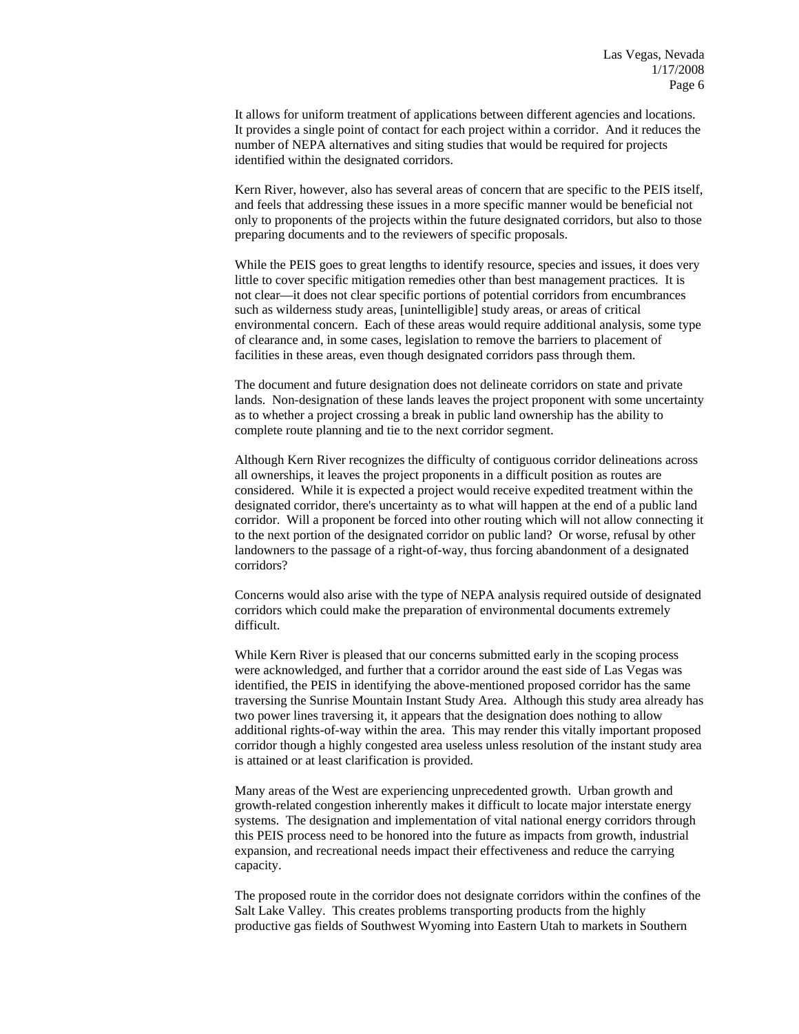It allows for uniform treatment of applications between different agencies and locations. It provides a single point of contact for each project within a corridor. And it reduces the number of NEPA alternatives and siting studies that would be required for projects identified within the designated corridors.

Kern River, however, also has several areas of concern that are specific to the PEIS itself, and feels that addressing these issues in a more specific manner would be beneficial not only to proponents of the projects within the future designated corridors, but also to those preparing documents and to the reviewers of specific proposals.

While the PEIS goes to great lengths to identify resource, species and issues, it does very little to cover specific mitigation remedies other than best management practices. It is not clear—it does not clear specific portions of potential corridors from encumbrances such as wilderness study areas, [unintelligible] study areas, or areas of critical environmental concern. Each of these areas would require additional analysis, some type of clearance and, in some cases, legislation to remove the barriers to placement of facilities in these areas, even though designated corridors pass through them.

The document and future designation does not delineate corridors on state and private lands. Non-designation of these lands leaves the project proponent with some uncertainty as to whether a project crossing a break in public land ownership has the ability to complete route planning and tie to the next corridor segment.

Although Kern River recognizes the difficulty of contiguous corridor delineations across all ownerships, it leaves the project proponents in a difficult position as routes are considered. While it is expected a project would receive expedited treatment within the designated corridor, there's uncertainty as to what will happen at the end of a public land corridor. Will a proponent be forced into other routing which will not allow connecting it to the next portion of the designated corridor on public land? Or worse, refusal by other landowners to the passage of a right-of-way, thus forcing abandonment of a designated corridors?

Concerns would also arise with the type of NEPA analysis required outside of designated corridors which could make the preparation of environmental documents extremely difficult.

While Kern River is pleased that our concerns submitted early in the scoping process were acknowledged, and further that a corridor around the east side of Las Vegas was identified, the PEIS in identifying the above-mentioned proposed corridor has the same traversing the Sunrise Mountain Instant Study Area. Although this study area already has two power lines traversing it, it appears that the designation does nothing to allow additional rights-of-way within the area. This may render this vitally important proposed corridor though a highly congested area useless unless resolution of the instant study area is attained or at least clarification is provided.

Many areas of the West are experiencing unprecedented growth. Urban growth and growth-related congestion inherently makes it difficult to locate major interstate energy systems. The designation and implementation of vital national energy corridors through this PEIS process need to be honored into the future as impacts from growth, industrial expansion, and recreational needs impact their effectiveness and reduce the carrying capacity.

The proposed route in the corridor does not designate corridors within the confines of the Salt Lake Valley. This creates problems transporting products from the highly productive gas fields of Southwest Wyoming into Eastern Utah to markets in Southern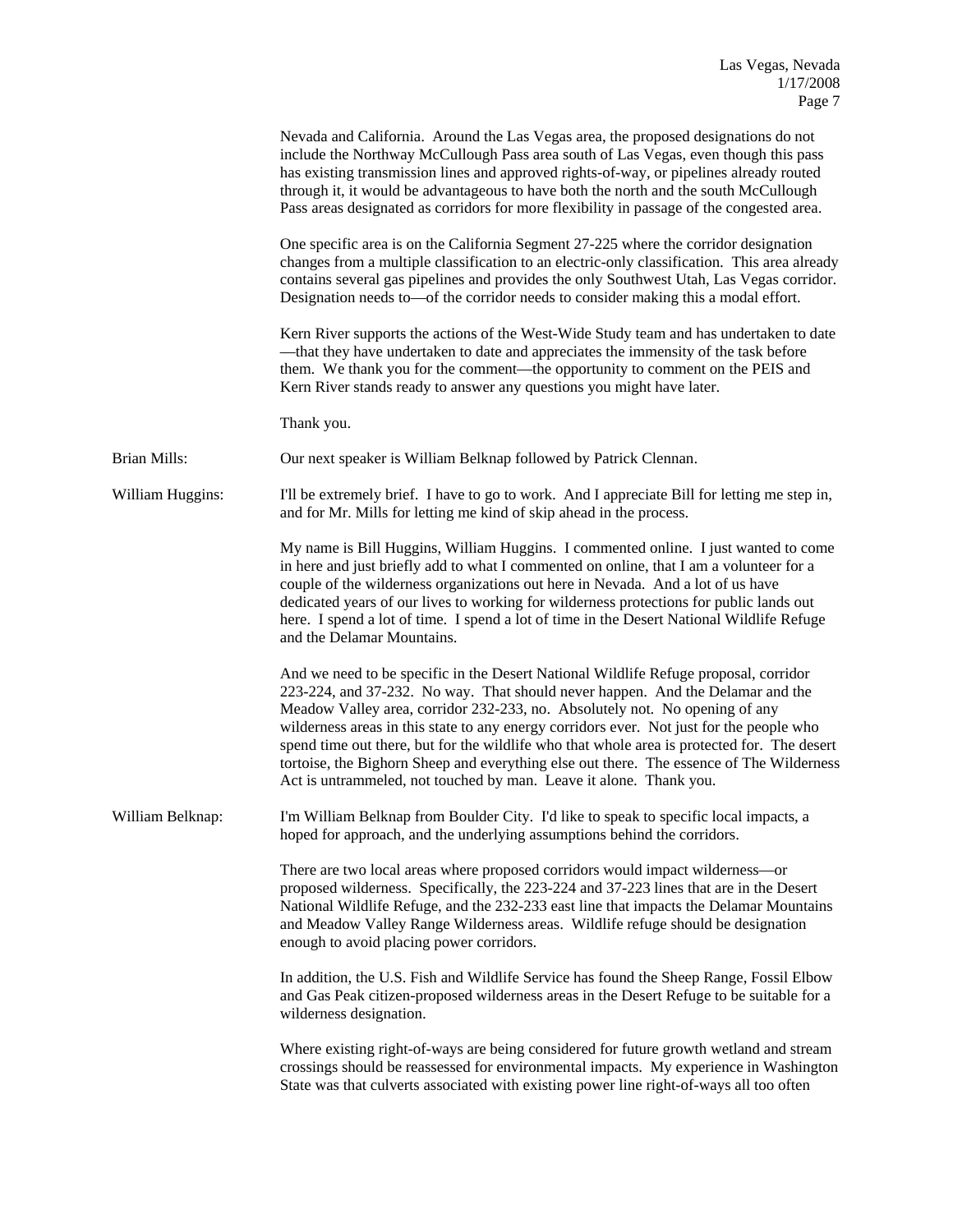Nevada and California. Around the Las Vegas area, the proposed designations do not include the Northway McCullough Pass area south of Las Vegas, even though this pass has existing transmission lines and approved rights-of-way, or pipelines already routed through it, it would be advantageous to have both the north and the south McCullough Pass areas designated as corridors for more flexibility in passage of the congested area.

One specific area is on the California Segment 27-225 where the corridor designation changes from a multiple classification to an electric-only classification. This area already contains several gas pipelines and provides the only Southwest Utah, Las Vegas corridor. Designation needs to—of the corridor needs to consider making this a modal effort.

Kern River supports the actions of the West-Wide Study team and has undertaken to date —that they have undertaken to date and appreciates the immensity of the task before them. We thank you for the comment—the opportunity to comment on the PEIS and Kern River stands ready to answer any questions you might have later.

Thank you.

Brian Mills: Our next speaker is William Belknap followed by Patrick Clennan.

William Huggins: I'll be extremely brief. I have to go to work. And I appreciate Bill for letting me step in, and for Mr. Mills for letting me kind of skip ahead in the process.

My name is Bill Huggins, William Huggins. I commented online. I just wanted to come in here and just briefly add to what I commented on online, that I am a volunteer for a couple of the wilderness organizations out here in Nevada. And a lot of us have dedicated years of our lives to working for wilderness protections for public lands out here. I spend a lot of time. I spend a lot of time in the Desert National Wildlife Refuge and the Delamar Mountains.

And we need to be specific in the Desert National Wildlife Refuge proposal, corridor 223-224, and 37-232. No way. That should never happen. And the Delamar and the Meadow Valley area, corridor 232-233, no. Absolutely not. No opening of any wilderness areas in this state to any energy corridors ever. Not just for the people who spend time out there, but for the wildlife who that whole area is protected for. The desert tortoise, the Bighorn Sheep and everything else out there. The essence of The Wilderness Act is untrammeled, not touched by man. Leave it alone. Thank you.

William Belknap: I'm William Belknap from Boulder City. I'd like to speak to specific local impacts, a hoped for approach, and the underlying assumptions behind the corridors.

There are two local areas where proposed corridors would impact wilderness—or proposed wilderness. Specifically, the 223-224 and 37-223 lines that are in the Desert National Wildlife Refuge, and the 232-233 east line that impacts the Delamar Mountains and Meadow Valley Range Wilderness areas. Wildlife refuge should be designation enough to avoid placing power corridors.

In addition, the U.S. Fish and Wildlife Service has found the Sheep Range, Fossil Elbow and Gas Peak citizen-proposed wilderness areas in the Desert Refuge to be suitable for a wilderness designation.

Where existing right-of-ways are being considered for future growth wetland and stream crossings should be reassessed for environmental impacts. My experience in Washington State was that culverts associated with existing power line right-of-ways all too often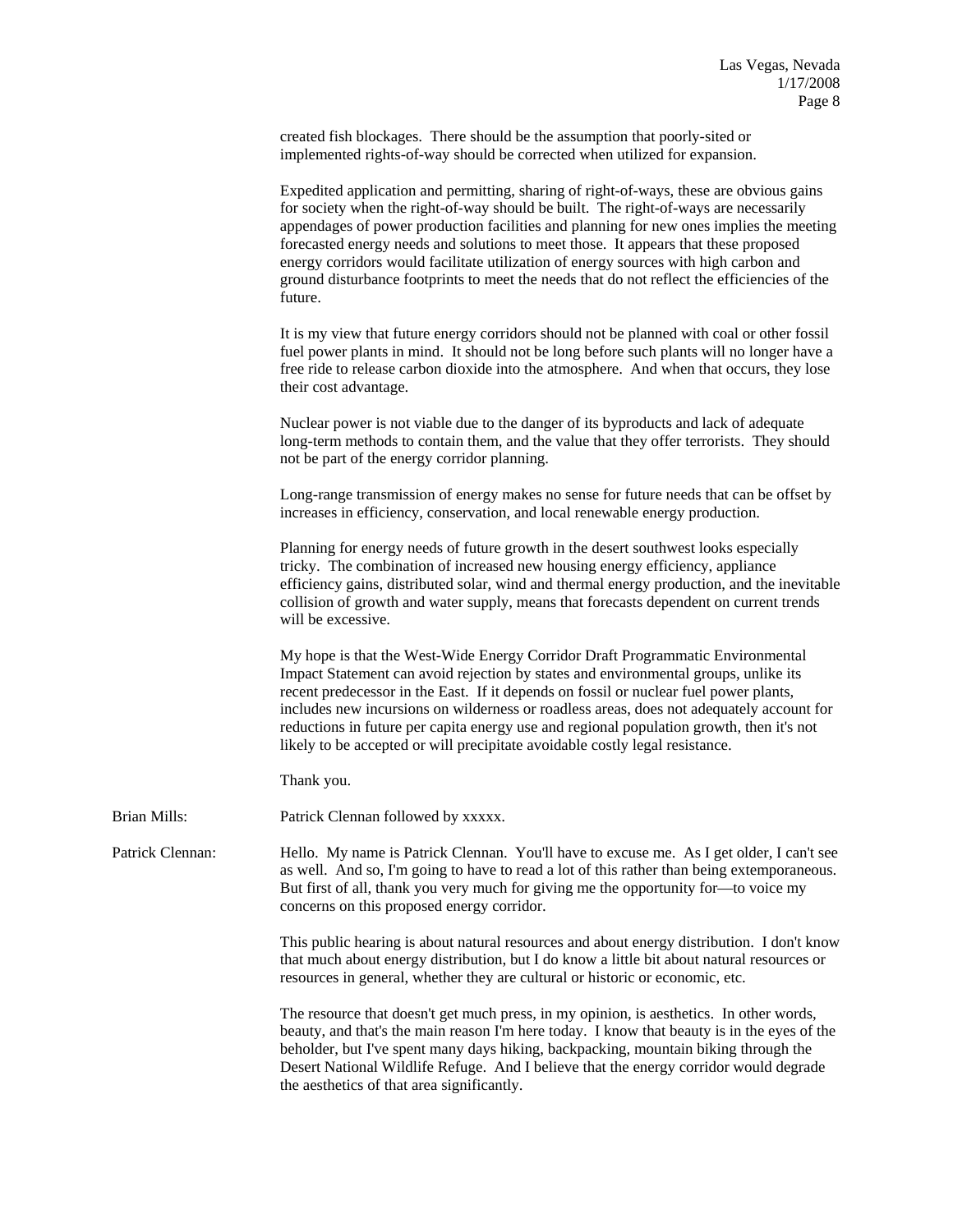created fish blockages. There should be the assumption that poorly-sited or implemented rights-of-way should be corrected when utilized for expansion.

Expedited application and permitting, sharing of right-of-ways, these are obvious gains for society when the right-of-way should be built. The right-of-ways are necessarily appendages of power production facilities and planning for new ones implies the meeting forecasted energy needs and solutions to meet those. It appears that these proposed energy corridors would facilitate utilization of energy sources with high carbon and ground disturbance footprints to meet the needs that do not reflect the efficiencies of the future.

It is my view that future energy corridors should not be planned with coal or other fossil fuel power plants in mind. It should not be long before such plants will no longer have a free ride to release carbon dioxide into the atmosphere. And when that occurs, they lose their cost advantage.

Nuclear power is not viable due to the danger of its byproducts and lack of adequate long-term methods to contain them, and the value that they offer terrorists. They should not be part of the energy corridor planning.

Long-range transmission of energy makes no sense for future needs that can be offset by increases in efficiency, conservation, and local renewable energy production.

Planning for energy needs of future growth in the desert southwest looks especially tricky. The combination of increased new housing energy efficiency, appliance efficiency gains, distributed solar, wind and thermal energy production, and the inevitable collision of growth and water supply, means that forecasts dependent on current trends will be excessive.

My hope is that the West-Wide Energy Corridor Draft Programmatic Environmental Impact Statement can avoid rejection by states and environmental groups, unlike its recent predecessor in the East. If it depends on fossil or nuclear fuel power plants, includes new incursions on wilderness or roadless areas, does not adequately account for reductions in future per capita energy use and regional population growth, then it's not likely to be accepted or will precipitate avoidable costly legal resistance.

Thank you.

Brian Mills: Patrick Clennan followed by xxxxx.

Patrick Clennan: Hello. My name is Patrick Clennan. You'll have to excuse me. As I get older, I can't see as well. And so, I'm going to have to read a lot of this rather than being extemporaneous. But first of all, thank you very much for giving me the opportunity for—to voice my concerns on this proposed energy corridor.

This public hearing is about natural resources and about energy distribution. I don't know that much about energy distribution, but I do know a little bit about natural resources or resources in general, whether they are cultural or historic or economic, etc.

The resource that doesn't get much press, in my opinion, is aesthetics. In other words, beauty, and that's the main reason I'm here today. I know that beauty is in the eyes of the beholder, but I've spent many days hiking, backpacking, mountain biking through the Desert National Wildlife Refuge. And I believe that the energy corridor would degrade the aesthetics of that area significantly.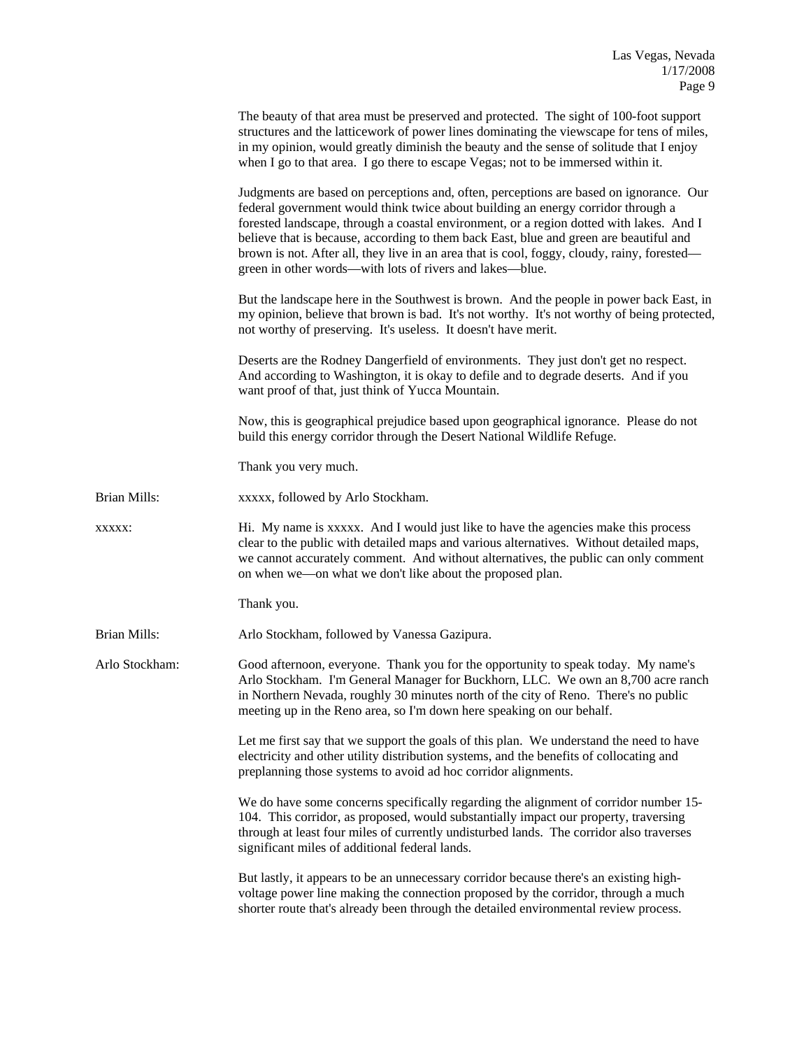The beauty of that area must be preserved and protected. The sight of 100-foot support structures and the latticework of power lines dominating the viewscape for tens of miles, in my opinion, would greatly diminish the beauty and the sense of solitude that I enjoy when I go to that area. I go there to escape Vegas; not to be immersed within it.

Judgments are based on perceptions and, often, perceptions are based on ignorance. Our federal government would think twice about building an energy corridor through a forested landscape, through a coastal environment, or a region dotted with lakes. And I believe that is because, according to them back East, blue and green are beautiful and brown is not. After all, they live in an area that is cool, foggy, cloudy, rainy, forested—green in other words—with lots of rivers and lakes—blue.

But the landscape here in the Southwest is brown. And the people in power back East, in my opinion, believe that brown is bad. It's not worthy. It's not worthy of being protected, not worthy of preserving. It's useless. It doesn't have merit.

Deserts are the Rodney Dangerfield of environments. They just don't get no respect. And according to Washington, it is okay to defile and to degrade deserts. And if you want proof of that, just think of Yucca Mountain.

Now, this is geographical prejudice based upon geographical ignorance. Please do not build this energy corridor through the Desert National Wildlife Refuge.

Thank you very much.

Brian Mills: xxxxx, followed by Arlo Stockham.

xxxxx: Hi. My name is xxxxx. And I would just like to have the agencies make this process clear to the public with detailed maps and various alternatives. Without detailed maps, we cannot accurately comment. And without alternatives, the public can only comment on when we—on what we don't like about the proposed plan.

Thank you.

Brian Mills: Arlo Stockham, followed by Vanessa Gazipura.

Arlo Stockham: Good afternoon, everyone. Thank you for the opportunity to speak today. My name's Arlo Stockham. I'm General Manager for Buckhorn, LLC. We own an 8,700 acre ranch in Northern Nevada, roughly 30 minutes north of the city of Reno. There's no public meeting up in the Reno area, so I'm down here speaking on our behalf.

Let me first say that we support the goals of this plan. We understand the need to have electricity and other utility distribution systems, and the benefits of collocating and preplanning those systems to avoid ad hoc corridor alignments.

We do have some concerns specifically regarding the alignment of corridor number 15-104. This corridor, as proposed, would substantially impact our property, traversing through at least four miles of currently undisturbed lands. The corridor also traverses significant miles of additional federal lands.

But lastly, it appears to be an unnecessary corridor because there's an existing high-voltage power line making the connection proposed by the corridor, through a much shorter route that's already been through the detailed environmental review process.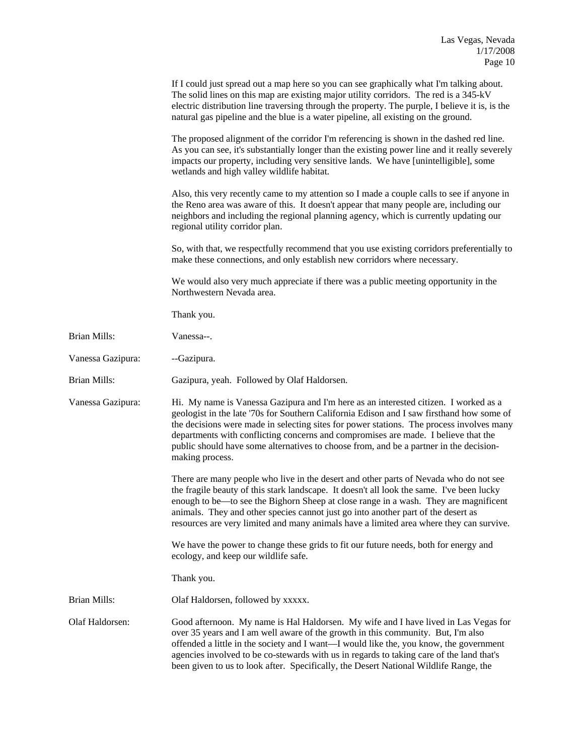If I could just spread out a map here so you can see graphically what I'm talking about. The solid lines on this map are existing major utility corridors. The red is a 345-kV electric distribution line traversing through the property. The purple, I believe it is, is the natural gas pipeline and the blue is a water pipeline, all existing on the ground.

The proposed alignment of the corridor I'm referencing is shown in the dashed red line. As you can see, it's substantially longer than the existing power line and it really severely impacts our property, including very sensitive lands. We have [unintelligible], some wetlands and high valley wildlife habitat.

Also, this very recently came to my attention so I made a couple calls to see if anyone in the Reno area was aware of this. It doesn't appear that many people are, including our neighbors and including the regional planning agency, which is currently updating our regional utility corridor plan.

So, with that, we respectfully recommend that you use existing corridors preferentially to make these connections, and only establish new corridors where necessary.

We would also very much appreciate if there was a public meeting opportunity in the Northwestern Nevada area.

Thank you.

Brian Mills: Vanessa--.

Vanessa Gazipura: --Gazipura.

Brian Mills: Gazipura, yeah. Followed by Olaf Haldorsen.

Vanessa Gazipura: Hi. My name is Vanessa Gazipura and I'm here as an interested citizen. I worked as a geologist in the late '70s for Southern California Edison and I saw firsthand how some of the decisions were made in selecting sites for power stations. The process involves many departments with conflicting concerns and compromises are made. I believe that the public should have some alternatives to choose from, and be a partner in the decision-making process.

There are many people who live in the desert and other parts of Nevada who do not see the fragile beauty of this stark landscape. It doesn't all look the same. I've been lucky enough to be—to see the Bighorn Sheep at close range in a wash. They are magnificent animals. They and other species cannot just go into another part of the desert as resources are very limited and many animals have a limited area where they can survive.

We have the power to change these grids to fit our future needs, both for energy and ecology, and keep our wildlife safe.

Thank you.

Brian Mills: Olaf Haldorsen, followed by xxxxx.

Olaf Haldorsen: Good afternoon. My name is Hal Haldorsen. My wife and I have lived in Las Vegas for over 35 years and I am well aware of the growth in this community. But, I'm also offended a little in the society and I want—I would like the, you know, the government agencies involved to be co-stewards with us in regards to taking care of the land that's been given to us to look after. Specifically, the Desert National Wildlife Range, the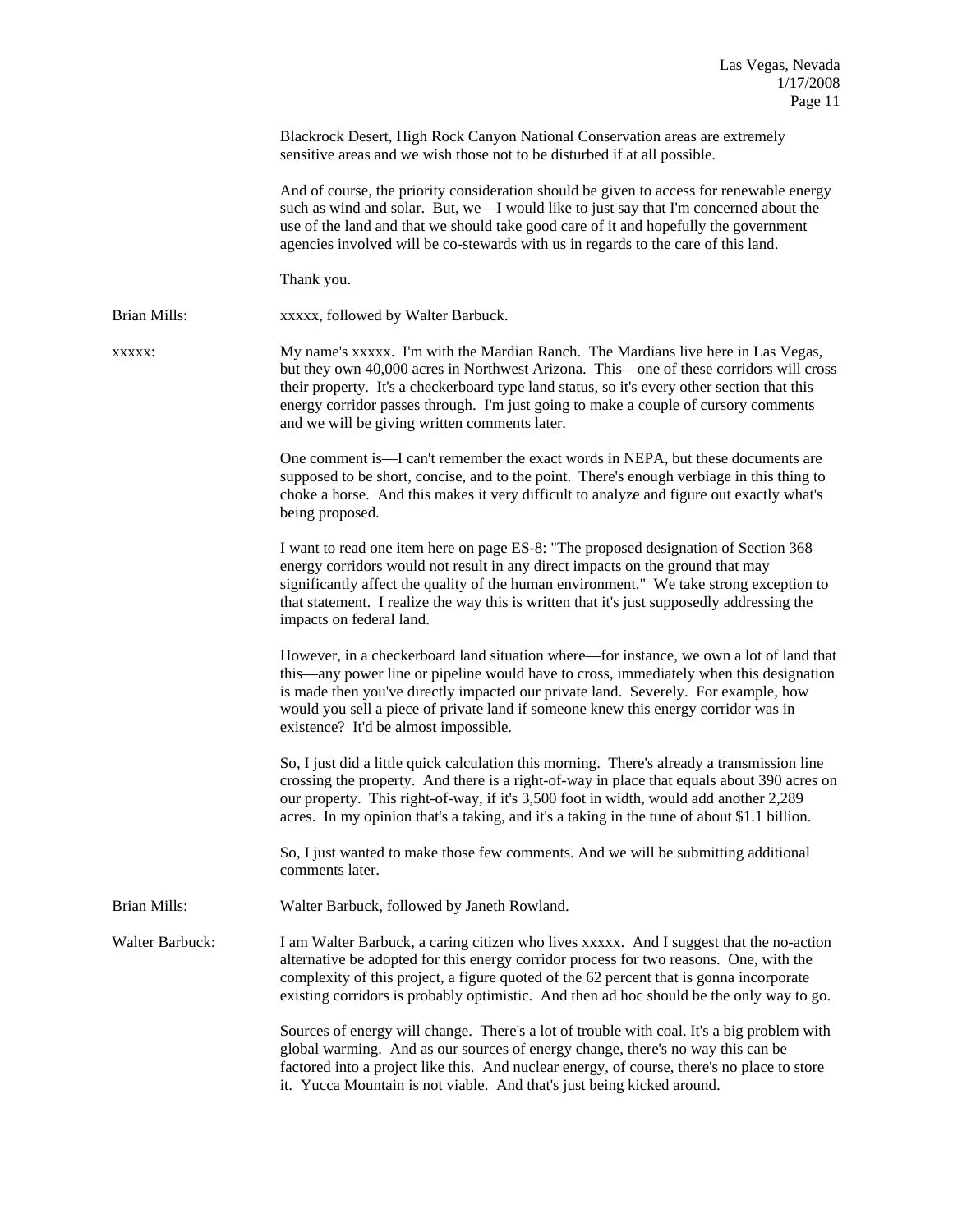Blackrock Desert, High Rock Canyon National Conservation areas are extremely sensitive areas and we wish those not to be disturbed if at all possible.

And of course, the priority consideration should be given to access for renewable energy such as wind and solar. But, we—I would like to just say that I'm concerned about the use of the land and that we should take good care of it and hopefully the government agencies involved will be co-stewards with us in regards to the care of this land.

Thank you.

**Brian Mills:** xxxxx, followed by Walter Barbuck.

**xxxxx:** My name's xxxxx. I'm with the Mardian Ranch. The Mardians live here in Las Vegas, but they own 40,000 acres in Northwest Arizona. This—one of these corridors will cross their property. It's a checkerboard type land status, so it's every other section that this energy corridor passes through. I'm just going to make a couple of cursory comments and we will be giving written comments later.

One comment is—I can't remember the exact words in NEPA, but these documents are supposed to be short, concise, and to the point. There's enough verbiage in this thing to choke a horse. And this makes it very difficult to analyze and figure out exactly what's being proposed.

I want to read one item here on page ES-8: "The proposed designation of Section 368 energy corridors would not result in any direct impacts on the ground that may significantly affect the quality of the human environment." We take strong exception to that statement. I realize the way this is written that it's just supposedly addressing the impacts on federal land.

However, in a checkerboard land situation where—for instance, we own a lot of land that this—any power line or pipeline would have to cross, immediately when this designation is made then you've directly impacted our private land. Severely. For example, how would you sell a piece of private land if someone knew this energy corridor was in existence? It'd be almost impossible.

So, I just did a little quick calculation this morning. There's already a transmission line crossing the property. And there is a right-of-way in place that equals about 390 acres on our property. This right-of-way, if it's 3,500 foot in width, would add another 2,289 acres. In my opinion that's a taking, and it's a taking in the tune of about $1.1 billion.

So, I just wanted to make those few comments. And we will be submitting additional comments later.

**Brian Mills:** Walter Barbuck, followed by Janeth Rowland.

**Walter Barbuck:** I am Walter Barbuck, a caring citizen who lives xxxxx. And I suggest that the no-action alternative be adopted for this energy corridor process for two reasons. One, with the complexity of this project, a figure quoted of the 62 percent that is gonna incorporate existing corridors is probably optimistic. And then ad hoc should be the only way to go.

Sources of energy will change. There's a lot of trouble with coal. It's a big problem with global warming. And as our sources of energy change, there's no way this can be factored into a project like this. And nuclear energy, of course, there's no place to store it. Yucca Mountain is not viable. And that's just being kicked around.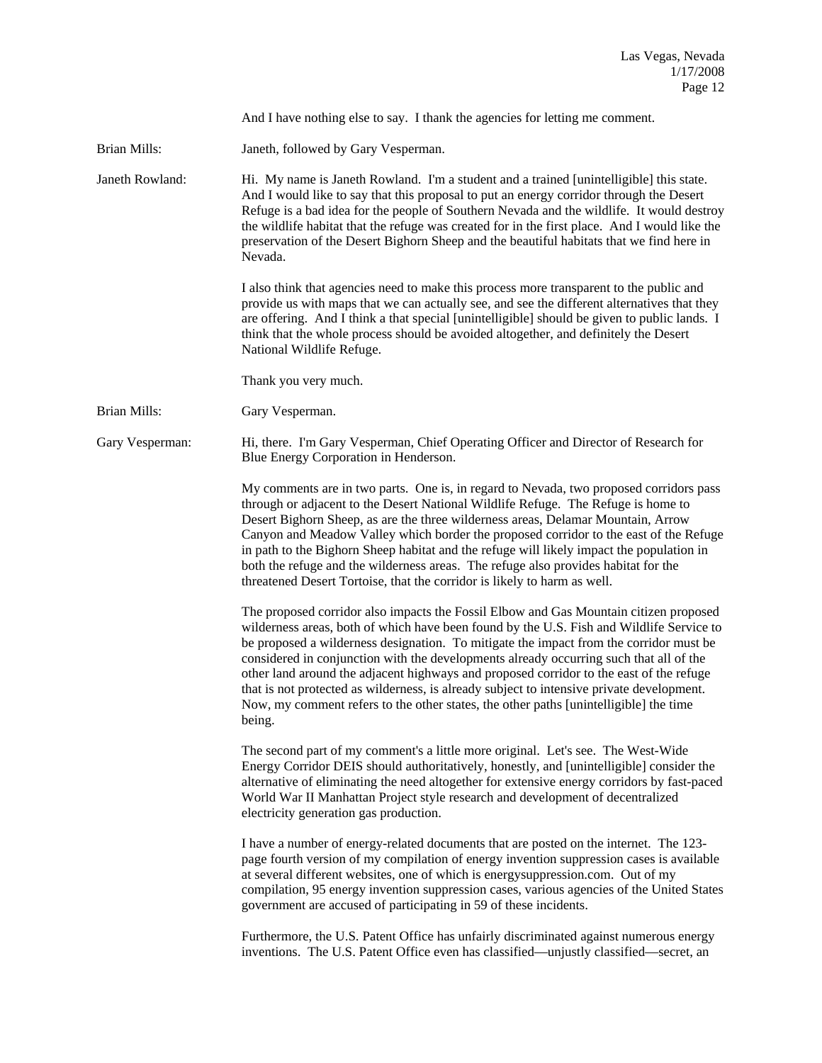And I have nothing else to say. I thank the agencies for letting me comment.

**Brian Mills:** Janeth, followed by Gary Vesperman.

**Janeth Rowland:** Hi. My name is Janeth Rowland. I'm a student and a trained [unintelligible] this state. And I would like to say that this proposal to put an energy corridor through the Desert Refuge is a bad idea for the people of Southern Nevada and the wildlife. It would destroy the wildlife habitat that the refuge was created for in the first place. And I would like the preservation of the Desert Bighorn Sheep and the beautiful habitats that we find here in Nevada.

I also think that agencies need to make this process more transparent to the public and provide us with maps that we can actually see, and see the different alternatives that they are offering. And I think a that special [unintelligible] should be given to public lands. I think that the whole process should be avoided altogether, and definitely the Desert National Wildlife Refuge.

Thank you very much.

**Brian Mills:** Gary Vesperman.

**Gary Vesperman:** Hi, there. I'm Gary Vesperman, Chief Operating Officer and Director of Research for Blue Energy Corporation in Henderson.

My comments are in two parts. One is, in regard to Nevada, two proposed corridors pass through or adjacent to the Desert National Wildlife Refuge. The Refuge is home to Desert Bighorn Sheep, as are the three wilderness areas, Delamar Mountain, Arrow Canyon and Meadow Valley which border the proposed corridor to the east of the Refuge in path to the Bighorn Sheep habitat and the refuge will likely impact the population in both the refuge and the wilderness areas. The refuge also provides habitat for the threatened Desert Tortoise, that the corridor is likely to harm as well.

The proposed corridor also impacts the Fossil Elbow and Gas Mountain citizen proposed wilderness areas, both of which have been found by the U.S. Fish and Wildlife Service to be proposed a wilderness designation. To mitigate the impact from the corridor must be considered in conjunction with the developments already occurring such that all of the other land around the adjacent highways and proposed corridor to the east of the refuge that is not protected as wilderness, is already subject to intensive private development. Now, my comment refers to the other states, the other paths [unintelligible] the time being.

The second part of my comment's a little more original. Let's see. The West-Wide Energy Corridor DEIS should authoritatively, honestly, and [unintelligible] consider the alternative of eliminating the need altogether for extensive energy corridors by fast-paced World War II Manhattan Project style research and development of decentralized electricity generation gas production.

I have a number of energy-related documents that are posted on the internet. The 123-page fourth version of my compilation of energy invention suppression cases is available at several different websites, one of which is energysuppression.com. Out of my compilation, 95 energy invention suppression cases, various agencies of the United States government are accused of participating in 59 of these incidents.

Furthermore, the U.S. Patent Office has unfairly discriminated against numerous energy inventions. The U.S. Patent Office even has classified—unjustly classified—secret, an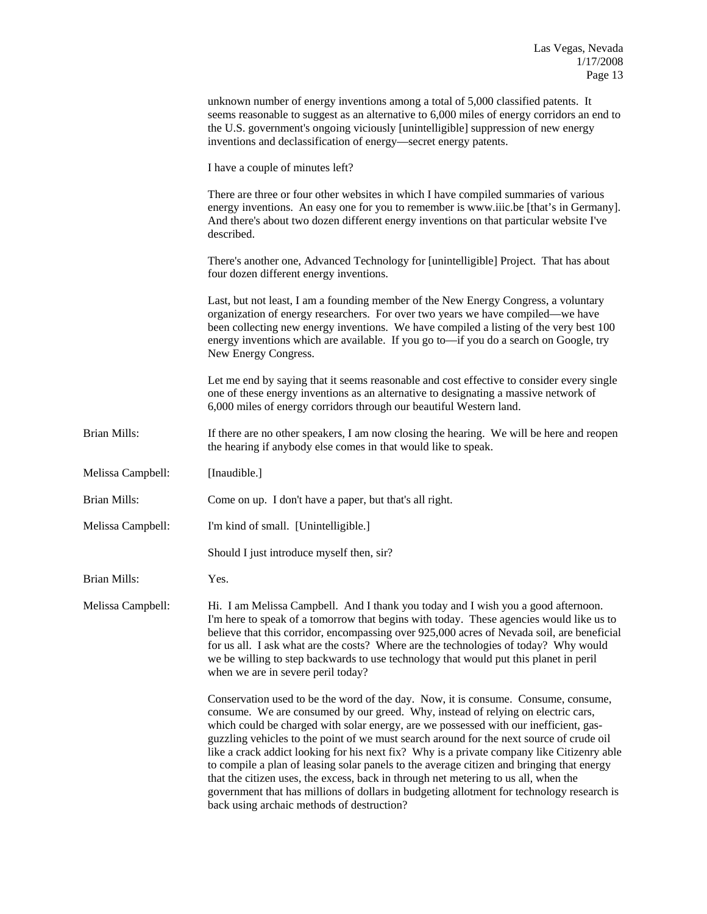unknown number of energy inventions among a total of 5,000 classified patents. It seems reasonable to suggest as an alternative to 6,000 miles of energy corridors an end to the U.S. government's ongoing viciously [unintelligible] suppression of new energy inventions and declassification of energy—secret energy patents.

I have a couple of minutes left?

There are three or four other websites in which I have compiled summaries of various energy inventions. An easy one for you to remember is www.iiic.be [that's in Germany]. And there's about two dozen different energy inventions on that particular website I've described.

There's another one, Advanced Technology for [unintelligible] Project. That has about four dozen different energy inventions.

Last, but not least, I am a founding member of the New Energy Congress, a voluntary organization of energy researchers. For over two years we have compiled—we have been collecting new energy inventions. We have compiled a listing of the very best 100 energy inventions which are available. If you go to—if you do a search on Google, try New Energy Congress.

Let me end by saying that it seems reasonable and cost effective to consider every single one of these energy inventions as an alternative to designating a massive network of 6,000 miles of energy corridors through our beautiful Western land.

Brian Mills: If there are no other speakers, I am now closing the hearing. We will be here and reopen the hearing if anybody else comes in that would like to speak.

Melissa Campbell: [Inaudible.]

Brian Mills: Come on up. I don't have a paper, but that's all right.

Melissa Campbell: I'm kind of small. [Unintelligible.]

Should I just introduce myself then, sir?

Brian Mills: Yes.

Melissa Campbell: Hi. I am Melissa Campbell. And I thank you today and I wish you a good afternoon. I'm here to speak of a tomorrow that begins with today. These agencies would like us to believe that this corridor, encompassing over 925,000 acres of Nevada soil, are beneficial for us all. I ask what are the costs? Where are the technologies of today? Why would we be willing to step backwards to use technology that would put this planet in peril when we are in severe peril today?

Conservation used to be the word of the day. Now, it is consume. Consume, consume, consume. We are consumed by our greed. Why, instead of relying on electric cars, which could be charged with solar energy, are we possessed with our inefficient, gas-guzzling vehicles to the point of we must search around for the next source of crude oil like a crack addict looking for his next fix? Why is a private company like Citizenry able to compile a plan of leasing solar panels to the average citizen and bringing that energy that the citizen uses, the excess, back in through net metering to us all, when the government that has millions of dollars in budgeting allotment for technology research is back using archaic methods of destruction?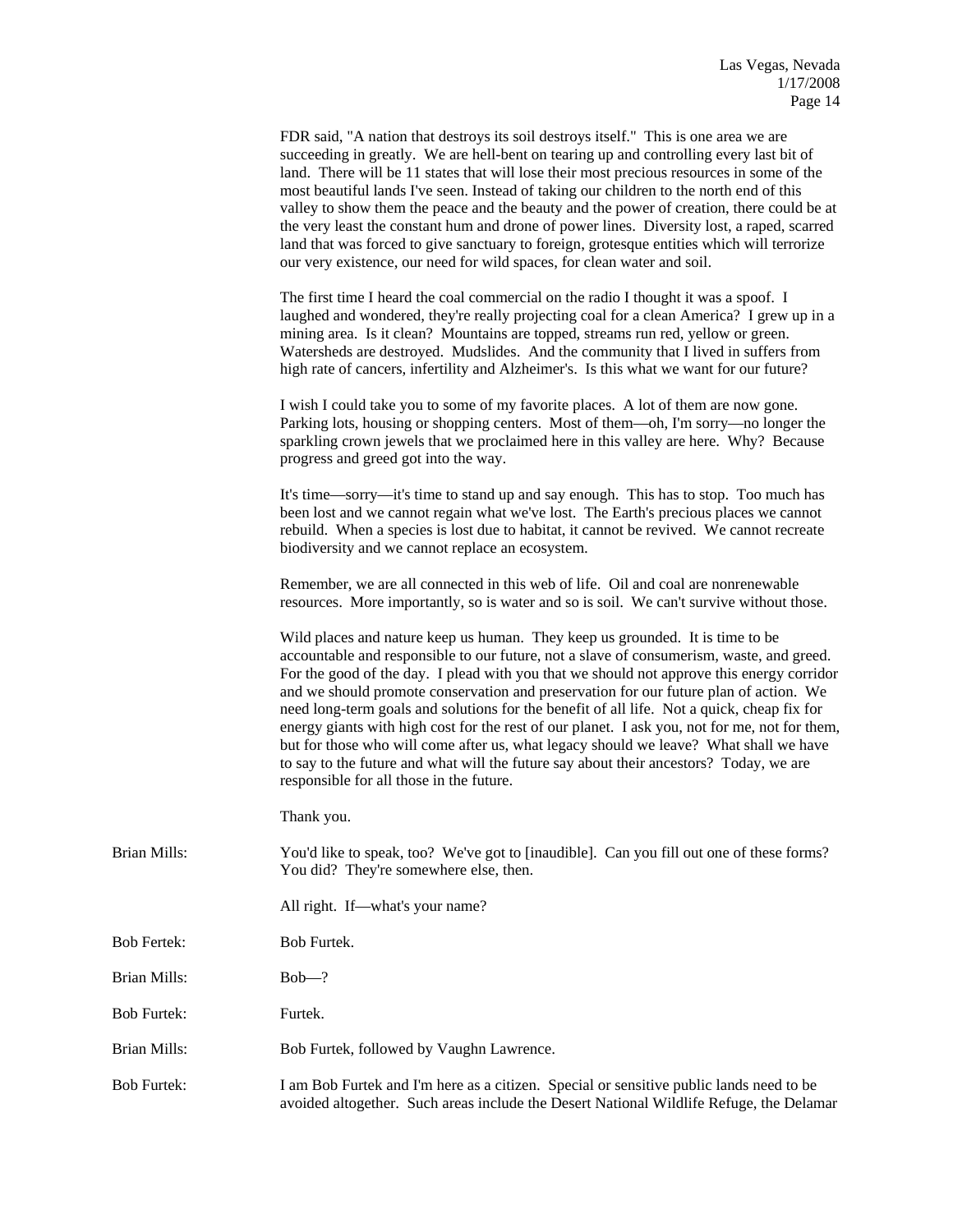FDR said, "A nation that destroys its soil destroys itself." This is one area we are succeeding in greatly. We are hell-bent on tearing up and controlling every last bit of land. There will be 11 states that will lose their most precious resources in some of the most beautiful lands I've seen. Instead of taking our children to the north end of this valley to show them the peace and the beauty and the power of creation, there could be at the very least the constant hum and drone of power lines. Diversity lost, a raped, scarred land that was forced to give sanctuary to foreign, grotesque entities which will terrorize our very existence, our need for wild spaces, for clean water and soil.

The first time I heard the coal commercial on the radio I thought it was a spoof. I laughed and wondered, they're really projecting coal for a clean America? I grew up in a mining area. Is it clean? Mountains are topped, streams run red, yellow or green. Watersheds are destroyed. Mudslides. And the community that I lived in suffers from high rate of cancers, infertility and Alzheimer's. Is this what we want for our future?

I wish I could take you to some of my favorite places. A lot of them are now gone. Parking lots, housing or shopping centers. Most of them—oh, I'm sorry—no longer the sparkling crown jewels that we proclaimed here in this valley are here. Why? Because progress and greed got into the way.

It's time—sorry—it's time to stand up and say enough. This has to stop. Too much has been lost and we cannot regain what we've lost. The Earth's precious places we cannot rebuild. When a species is lost due to habitat, it cannot be revived. We cannot recreate biodiversity and we cannot replace an ecosystem.

Remember, we are all connected in this web of life. Oil and coal are nonrenewable resources. More importantly, so is water and so is soil. We can't survive without those.

Wild places and nature keep us human. They keep us grounded. It is time to be accountable and responsible to our future, not a slave of consumerism, waste, and greed. For the good of the day. I plead with you that we should not approve this energy corridor and we should promote conservation and preservation for our future plan of action. We need long-term goals and solutions for the benefit of all life. Not a quick, cheap fix for energy giants with high cost for the rest of our planet. I ask you, not for me, not for them, but for those who will come after us, what legacy should we leave? What shall we have to say to the future and what will the future say about their ancestors? Today, we are responsible for all those in the future.

Thank you.

Brian Mills: You'd like to speak, too? We've got to [inaudible]. Can you fill out one of these forms? You did? They're somewhere else, then.

All right. If—what's your name?

Bob Fertek: Bob Furtek.

Brian Mills: Bob—?

Bob Furtek: Furtek.

Brian Mills: Bob Furtek, followed by Vaughn Lawrence.

Bob Furtek: I am Bob Furtek and I'm here as a citizen. Special or sensitive public lands need to be avoided altogether. Such areas include the Desert National Wildlife Refuge, the Delamar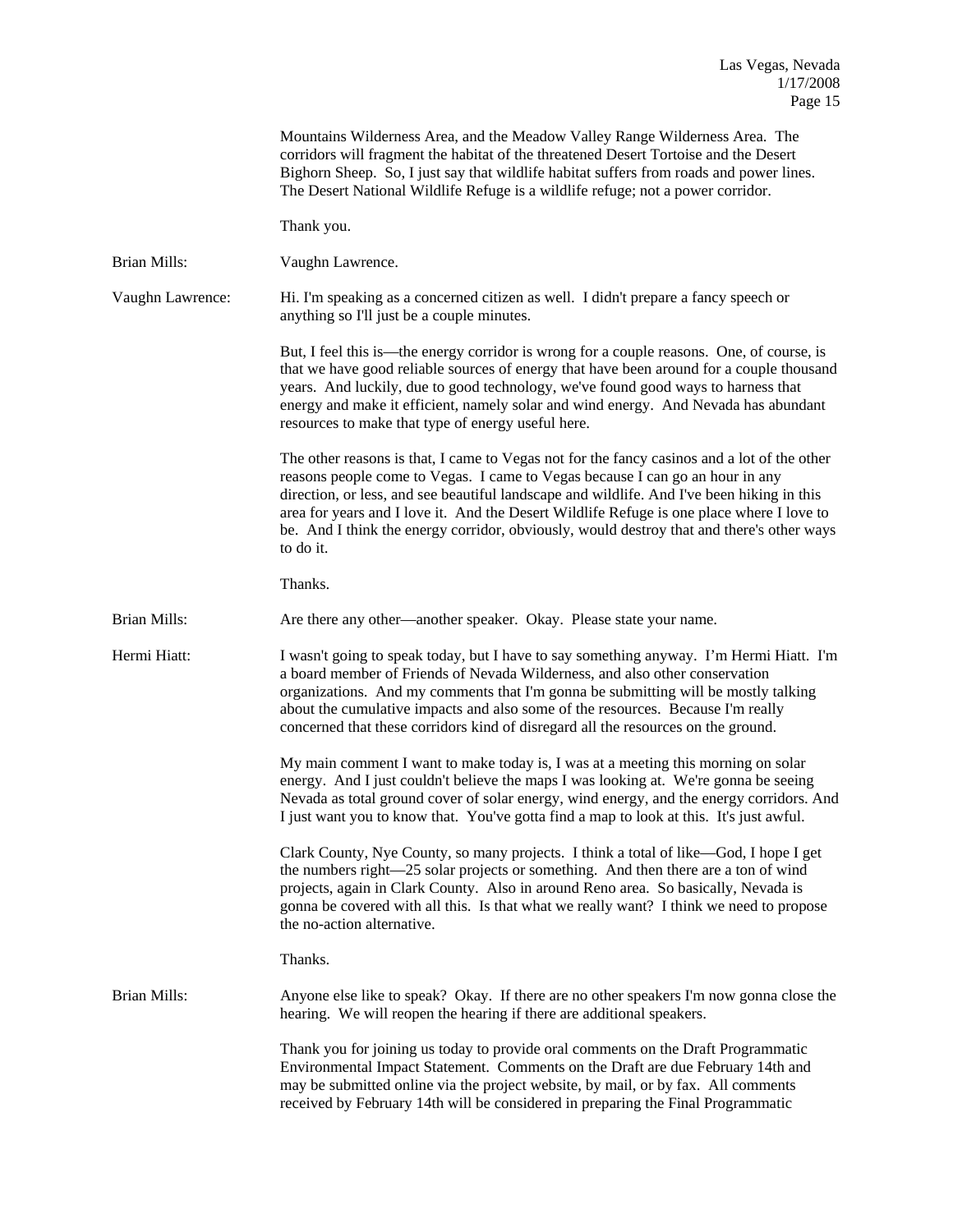Mountains Wilderness Area, and the Meadow Valley Range Wilderness Area. The corridors will fragment the habitat of the threatened Desert Tortoise and the Desert Bighorn Sheep. So, I just say that wildlife habitat suffers from roads and power lines. The Desert National Wildlife Refuge is a wildlife refuge; not a power corridor.

Thank you.

**Brian Mills:** Vaughn Lawrence.

**Vaughn Lawrence:** Hi. I'm speaking as a concerned citizen as well. I didn't prepare a fancy speech or anything so I'll just be a couple minutes.

But, I feel this is—the energy corridor is wrong for a couple reasons. One, of course, is that we have good reliable sources of energy that have been around for a couple thousand years. And luckily, due to good technology, we've found good ways to harness that energy and make it efficient, namely solar and wind energy. And Nevada has abundant resources to make that type of energy useful here.

The other reasons is that, I came to Vegas not for the fancy casinos and a lot of the other reasons people come to Vegas. I came to Vegas because I can go an hour in any direction, or less, and see beautiful landscape and wildlife. And I've been hiking in this area for years and I love it. And the Desert Wildlife Refuge is one place where I love to be. And I think the energy corridor, obviously, would destroy that and there's other ways to do it.

Thanks.

**Brian Mills:** Are there any other—another speaker. Okay. Please state your name.

**Hermi Hiatt:** I wasn't going to speak today, but I have to say something anyway. I'm Hermi Hiatt. I'm a board member of Friends of Nevada Wilderness, and also other conservation organizations. And my comments that I'm gonna be submitting will be mostly talking about the cumulative impacts and also some of the resources. Because I'm really concerned that these corridors kind of disregard all the resources on the ground.

My main comment I want to make today is, I was at a meeting this morning on solar energy. And I just couldn't believe the maps I was looking at. We're gonna be seeing Nevada as total ground cover of solar energy, wind energy, and the energy corridors. And I just want you to know that. You've gotta find a map to look at this. It's just awful.

Clark County, Nye County, so many projects. I think a total of like—God, I hope I get the numbers right—25 solar projects or something. And then there are a ton of wind projects, again in Clark County. Also in around Reno area. So basically, Nevada is gonna be covered with all this. Is that what we really want? I think we need to propose the no-action alternative.

Thanks.

**Brian Mills:** Anyone else like to speak? Okay. If there are no other speakers I'm now gonna close the hearing. We will reopen the hearing if there are additional speakers.

Thank you for joining us today to provide oral comments on the Draft Programmatic Environmental Impact Statement. Comments on the Draft are due February 14th and may be submitted online via the project website, by mail, or by fax. All comments received by February 14th will be considered in preparing the Final Programmatic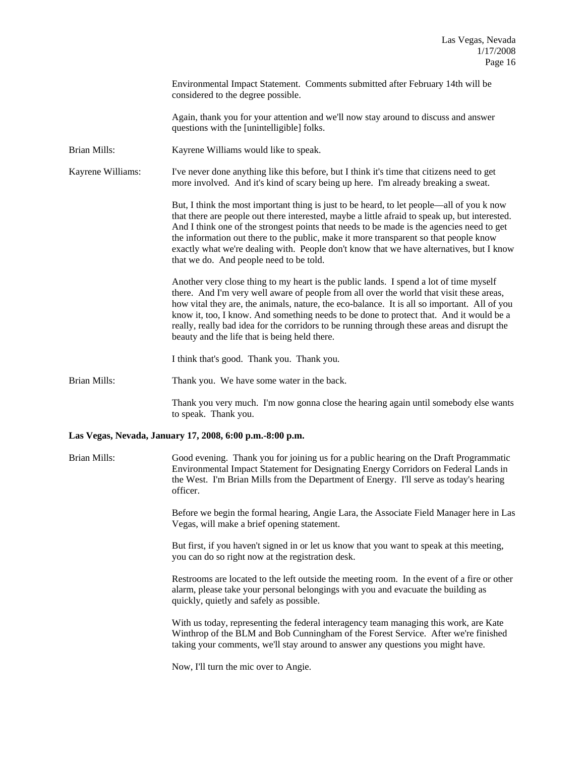Environmental Impact Statement. Comments submitted after February 14th will be considered to the degree possible.

Again, thank you for your attention and we'll now stay around to discuss and answer questions with the [unintelligible] folks.

Brian Mills: Kayrene Williams would like to speak.

Kayrene Williams: I've never done anything like this before, but I think it's time that citizens need to get more involved. And it's kind of scary being up here. I'm already breaking a sweat.

But, I think the most important thing is just to be heard, to let people—all of you k now that there are people out there interested, maybe a little afraid to speak up, but interested. And I think one of the strongest points that needs to be made is the agencies need to get the information out there to the public, make it more transparent so that people know exactly what we're dealing with. People don't know that we have alternatives, but I know that we do. And people need to be told.

Another very close thing to my heart is the public lands. I spend a lot of time myself there. And I'm very well aware of people from all over the world that visit these areas, how vital they are, the animals, nature, the eco-balance. It is all so important. All of you know it, too, I know. And something needs to be done to protect that. And it would be a really, really bad idea for the corridors to be running through these areas and disrupt the beauty and the life that is being held there.

I think that's good. Thank you. Thank you.

Brian Mills: Thank you. We have some water in the back.

Thank you very much. I'm now gonna close the hearing again until somebody else wants to speak. Thank you.

**Las Vegas, Nevada, January 17, 2008, 6:00 p.m.-8:00 p.m.**

Brian Mills: Good evening. Thank you for joining us for a public hearing on the Draft Programmatic Environmental Impact Statement for Designating Energy Corridors on Federal Lands in the West. I'm Brian Mills from the Department of Energy. I'll serve as today's hearing officer.

Before we begin the formal hearing, Angie Lara, the Associate Field Manager here in Las Vegas, will make a brief opening statement.

But first, if you haven't signed in or let us know that you want to speak at this meeting, you can do so right now at the registration desk.

Restrooms are located to the left outside the meeting room. In the event of a fire or other alarm, please take your personal belongings with you and evacuate the building as quickly, quietly and safely as possible.

With us today, representing the federal interagency team managing this work, are Kate Winthrop of the BLM and Bob Cunningham of the Forest Service. After we're finished taking your comments, we'll stay around to answer any questions you might have.

Now, I'll turn the mic over to Angie.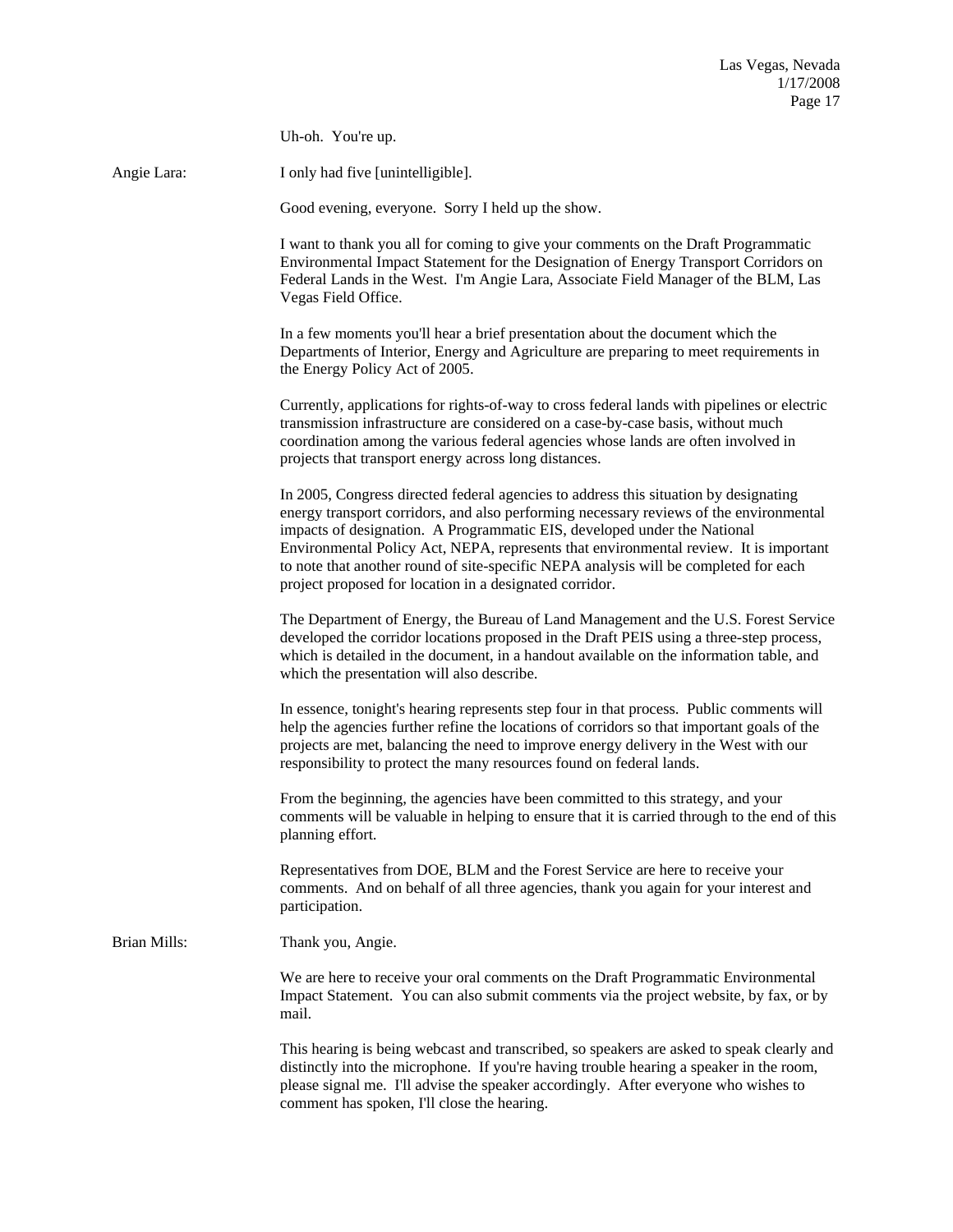Uh-oh. You're up.

Angie Lara: I only had five [unintelligible].

Good evening, everyone. Sorry I held up the show.

I want to thank you all for coming to give your comments on the Draft Programmatic Environmental Impact Statement for the Designation of Energy Transport Corridors on Federal Lands in the West. I'm Angie Lara, Associate Field Manager of the BLM, Las Vegas Field Office.

In a few moments you'll hear a brief presentation about the document which the Departments of Interior, Energy and Agriculture are preparing to meet requirements in the Energy Policy Act of 2005.

Currently, applications for rights-of-way to cross federal lands with pipelines or electric transmission infrastructure are considered on a case-by-case basis, without much coordination among the various federal agencies whose lands are often involved in projects that transport energy across long distances.

In 2005, Congress directed federal agencies to address this situation by designating energy transport corridors, and also performing necessary reviews of the environmental impacts of designation. A Programmatic EIS, developed under the National Environmental Policy Act, NEPA, represents that environmental review. It is important to note that another round of site-specific NEPA analysis will be completed for each project proposed for location in a designated corridor.

The Department of Energy, the Bureau of Land Management and the U.S. Forest Service developed the corridor locations proposed in the Draft PEIS using a three-step process, which is detailed in the document, in a handout available on the information table, and which the presentation will also describe.

In essence, tonight's hearing represents step four in that process. Public comments will help the agencies further refine the locations of corridors so that important goals of the projects are met, balancing the need to improve energy delivery in the West with our responsibility to protect the many resources found on federal lands.

From the beginning, the agencies have been committed to this strategy, and your comments will be valuable in helping to ensure that it is carried through to the end of this planning effort.

Representatives from DOE, BLM and the Forest Service are here to receive your comments. And on behalf of all three agencies, thank you again for your interest and participation.

Brian Mills: Thank you, Angie.

We are here to receive your oral comments on the Draft Programmatic Environmental Impact Statement. You can also submit comments via the project website, by fax, or by mail.

This hearing is being webcast and transcribed, so speakers are asked to speak clearly and distinctly into the microphone. If you're having trouble hearing a speaker in the room, please signal me. I'll advise the speaker accordingly. After everyone who wishes to comment has spoken, I'll close the hearing.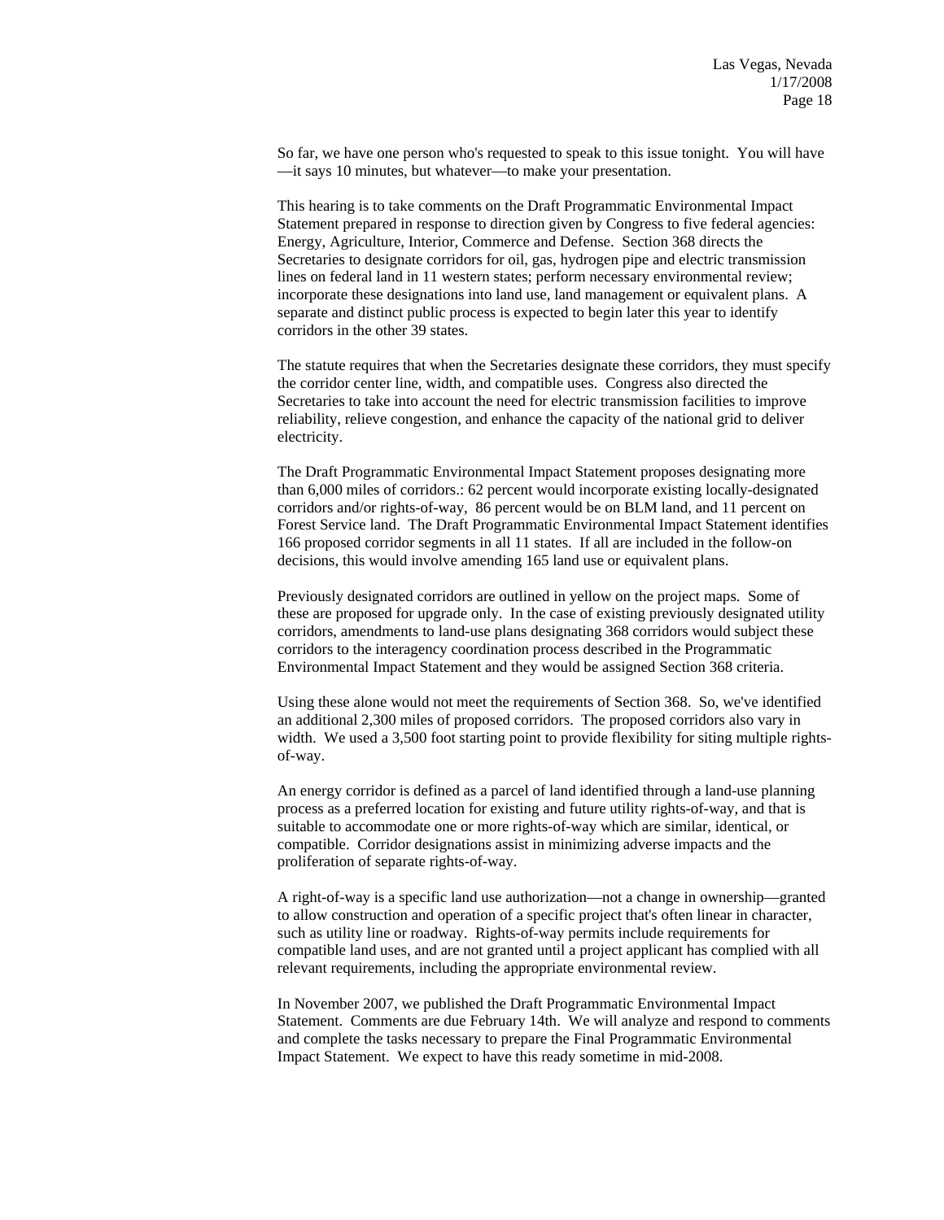So far, we have one person who's requested to speak to this issue tonight. You will have —it says 10 minutes, but whatever—to make your presentation.

This hearing is to take comments on the Draft Programmatic Environmental Impact Statement prepared in response to direction given by Congress to five federal agencies: Energy, Agriculture, Interior, Commerce and Defense. Section 368 directs the Secretaries to designate corridors for oil, gas, hydrogen pipe and electric transmission lines on federal land in 11 western states; perform necessary environmental review; incorporate these designations into land use, land management or equivalent plans. A separate and distinct public process is expected to begin later this year to identify corridors in the other 39 states.

The statute requires that when the Secretaries designate these corridors, they must specify the corridor center line, width, and compatible uses. Congress also directed the Secretaries to take into account the need for electric transmission facilities to improve reliability, relieve congestion, and enhance the capacity of the national grid to deliver electricity.

The Draft Programmatic Environmental Impact Statement proposes designating more than 6,000 miles of corridors.: 62 percent would incorporate existing locally-designated corridors and/or rights-of-way, 86 percent would be on BLM land, and 11 percent on Forest Service land. The Draft Programmatic Environmental Impact Statement identifies 166 proposed corridor segments in all 11 states. If all are included in the follow-on decisions, this would involve amending 165 land use or equivalent plans.

Previously designated corridors are outlined in yellow on the project maps. Some of these are proposed for upgrade only. In the case of existing previously designated utility corridors, amendments to land-use plans designating 368 corridors would subject these corridors to the interagency coordination process described in the Programmatic Environmental Impact Statement and they would be assigned Section 368 criteria.

Using these alone would not meet the requirements of Section 368. So, we've identified an additional 2,300 miles of proposed corridors. The proposed corridors also vary in width. We used a 3,500 foot starting point to provide flexibility for siting multiple rights-of-way.

An energy corridor is defined as a parcel of land identified through a land-use planning process as a preferred location for existing and future utility rights-of-way, and that is suitable to accommodate one or more rights-of-way which are similar, identical, or compatible. Corridor designations assist in minimizing adverse impacts and the proliferation of separate rights-of-way.

A right-of-way is a specific land use authorization—not a change in ownership—granted to allow construction and operation of a specific project that's often linear in character, such as utility line or roadway. Rights-of-way permits include requirements for compatible land uses, and are not granted until a project applicant has complied with all relevant requirements, including the appropriate environmental review.

In November 2007, we published the Draft Programmatic Environmental Impact Statement. Comments are due February 14th. We will analyze and respond to comments and complete the tasks necessary to prepare the Final Programmatic Environmental Impact Statement. We expect to have this ready sometime in mid-2008.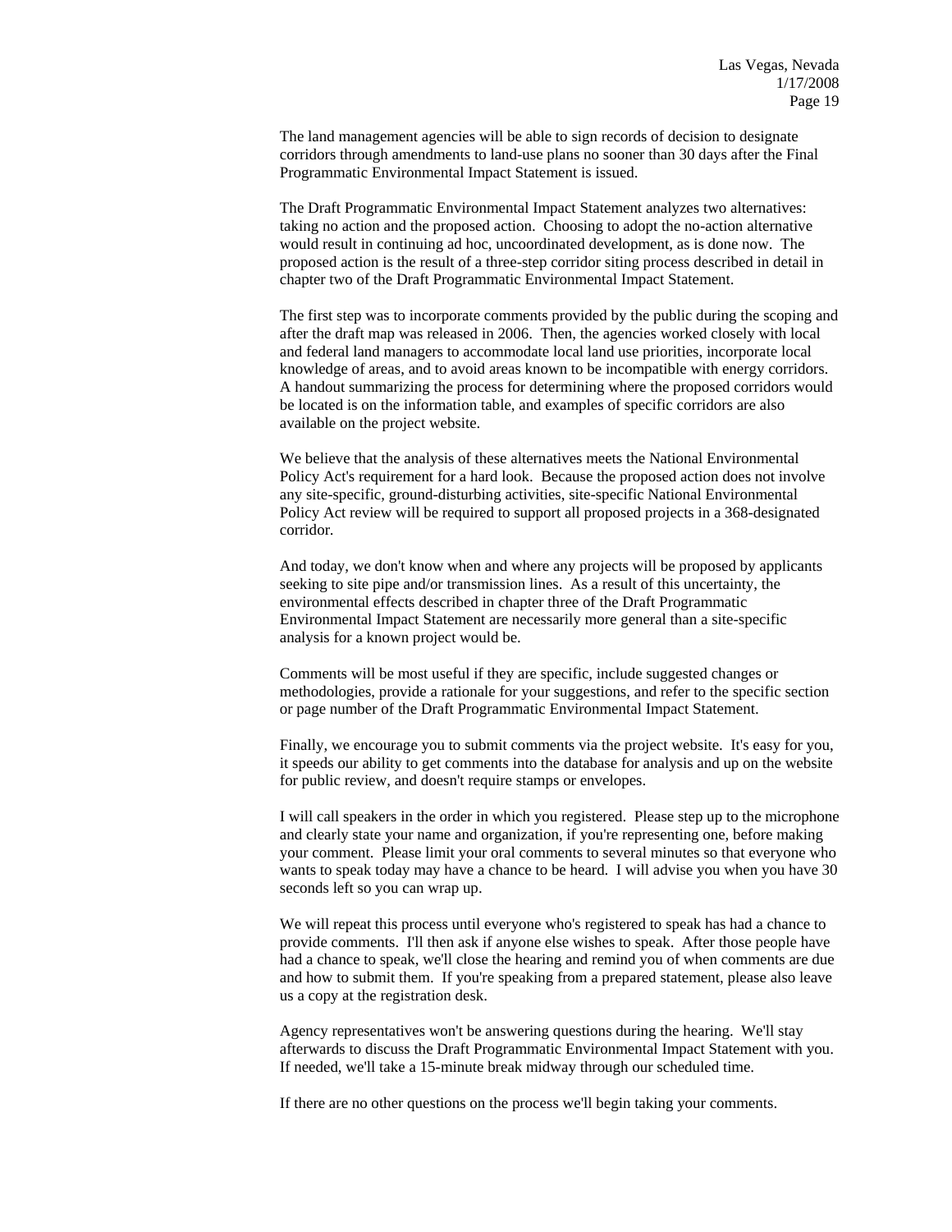The land management agencies will be able to sign records of decision to designate corridors through amendments to land-use plans no sooner than 30 days after the Final Programmatic Environmental Impact Statement is issued.

The Draft Programmatic Environmental Impact Statement analyzes two alternatives: taking no action and the proposed action. Choosing to adopt the no-action alternative would result in continuing ad hoc, uncoordinated development, as is done now. The proposed action is the result of a three-step corridor siting process described in detail in chapter two of the Draft Programmatic Environmental Impact Statement.

The first step was to incorporate comments provided by the public during the scoping and after the draft map was released in 2006. Then, the agencies worked closely with local and federal land managers to accommodate local land use priorities, incorporate local knowledge of areas, and to avoid areas known to be incompatible with energy corridors. A handout summarizing the process for determining where the proposed corridors would be located is on the information table, and examples of specific corridors are also available on the project website.

We believe that the analysis of these alternatives meets the National Environmental Policy Act's requirement for a hard look. Because the proposed action does not involve any site-specific, ground-disturbing activities, site-specific National Environmental Policy Act review will be required to support all proposed projects in a 368-designated corridor.

And today, we don't know when and where any projects will be proposed by applicants seeking to site pipe and/or transmission lines. As a result of this uncertainty, the environmental effects described in chapter three of the Draft Programmatic Environmental Impact Statement are necessarily more general than a site-specific analysis for a known project would be.

Comments will be most useful if they are specific, include suggested changes or methodologies, provide a rationale for your suggestions, and refer to the specific section or page number of the Draft Programmatic Environmental Impact Statement.

Finally, we encourage you to submit comments via the project website. It's easy for you, it speeds our ability to get comments into the database for analysis and up on the website for public review, and doesn't require stamps or envelopes.

I will call speakers in the order in which you registered. Please step up to the microphone and clearly state your name and organization, if you're representing one, before making your comment. Please limit your oral comments to several minutes so that everyone who wants to speak today may have a chance to be heard. I will advise you when you have 30 seconds left so you can wrap up.

We will repeat this process until everyone who's registered to speak has had a chance to provide comments. I'll then ask if anyone else wishes to speak. After those people have had a chance to speak, we'll close the hearing and remind you of when comments are due and how to submit them. If you're speaking from a prepared statement, please also leave us a copy at the registration desk.

Agency representatives won't be answering questions during the hearing. We'll stay afterwards to discuss the Draft Programmatic Environmental Impact Statement with you. If needed, we'll take a 15-minute break midway through our scheduled time.

If there are no other questions on the process we'll begin taking your comments.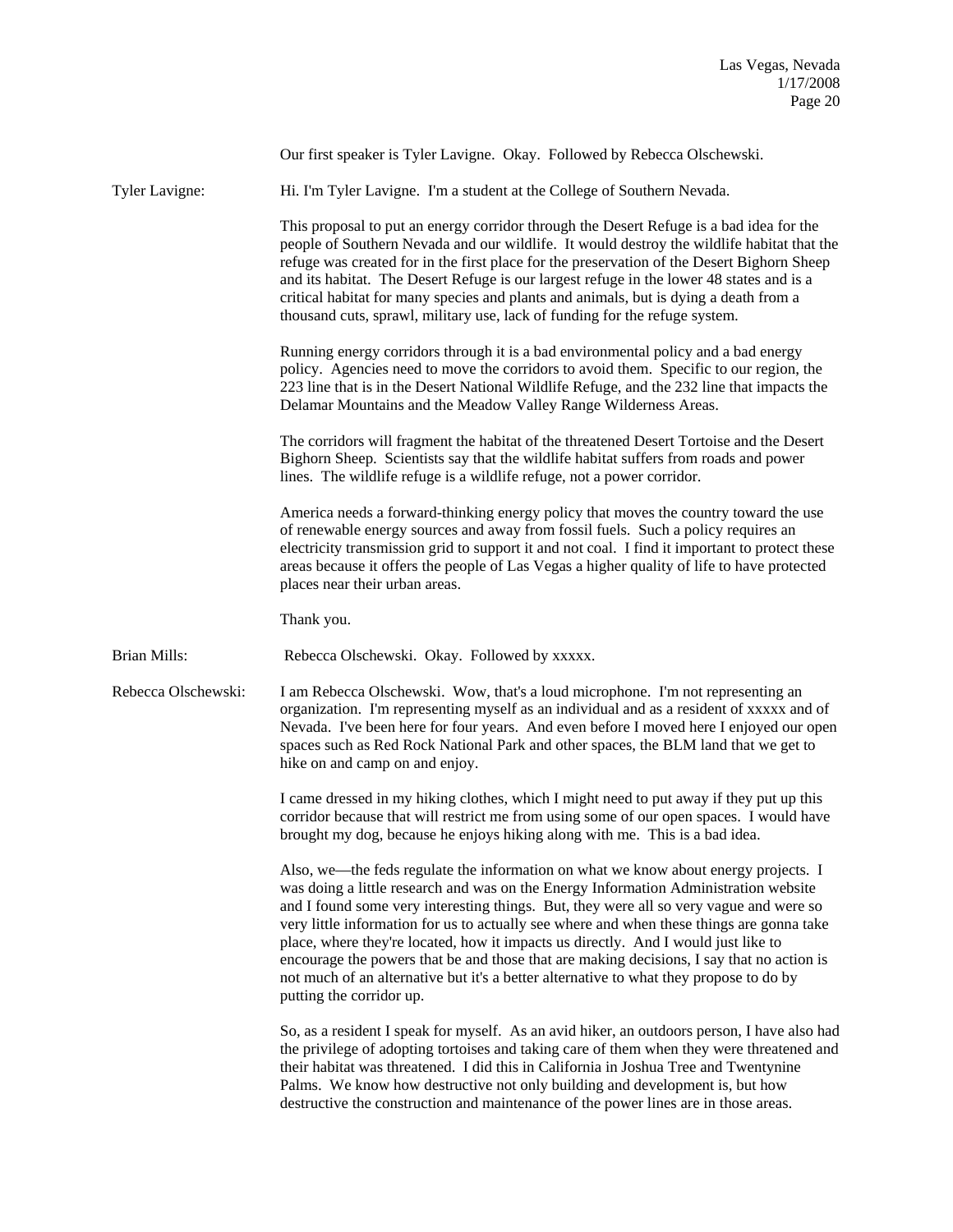Our first speaker is Tyler Lavigne. Okay. Followed by Rebecca Olschewski.

**Tyler Lavigne:** Hi. I'm Tyler Lavigne. I'm a student at the College of Southern Nevada.

This proposal to put an energy corridor through the Desert Refuge is a bad idea for the people of Southern Nevada and our wildlife. It would destroy the wildlife habitat that the refuge was created for in the first place for the preservation of the Desert Bighorn Sheep and its habitat. The Desert Refuge is our largest refuge in the lower 48 states and is a critical habitat for many species and plants and animals, but is dying a death from a thousand cuts, sprawl, military use, lack of funding for the refuge system.

Running energy corridors through it is a bad environmental policy and a bad energy policy. Agencies need to move the corridors to avoid them. Specific to our region, the 223 line that is in the Desert National Wildlife Refuge, and the 232 line that impacts the Delamar Mountains and the Meadow Valley Range Wilderness Areas.

The corridors will fragment the habitat of the threatened Desert Tortoise and the Desert Bighorn Sheep. Scientists say that the wildlife habitat suffers from roads and power lines. The wildlife refuge is a wildlife refuge, not a power corridor.

America needs a forward-thinking energy policy that moves the country toward the use of renewable energy sources and away from fossil fuels. Such a policy requires an electricity transmission grid to support it and not coal. I find it important to protect these areas because it offers the people of Las Vegas a higher quality of life to have protected places near their urban areas.

Thank you.

**Brian Mills:** Rebecca Olschewski. Okay. Followed by xxxxx.

**Rebecca Olschewski:** I am Rebecca Olschewski. Wow, that's a loud microphone. I'm not representing an organization. I'm representing myself as an individual and as a resident of xxxxx and of Nevada. I've been here for four years. And even before I moved here I enjoyed our open spaces such as Red Rock National Park and other spaces, the BLM land that we get to hike on and camp on and enjoy.

I came dressed in my hiking clothes, which I might need to put away if they put up this corridor because that will restrict me from using some of our open spaces. I would have brought my dog, because he enjoys hiking along with me. This is a bad idea.

Also, we—the feds regulate the information on what we know about energy projects. I was doing a little research and was on the Energy Information Administration website and I found some very interesting things. But, they were all so very vague and were so very little information for us to actually see where and when these things are gonna take place, where they're located, how it impacts us directly. And I would just like to encourage the powers that be and those that are making decisions, I say that no action is not much of an alternative but it's a better alternative to what they propose to do by putting the corridor up.

So, as a resident I speak for myself. As an avid hiker, an outdoors person, I have also had the privilege of adopting tortoises and taking care of them when they were threatened and their habitat was threatened. I did this in California in Joshua Tree and Twentynine Palms. We know how destructive not only building and development is, but how destructive the construction and maintenance of the power lines are in those areas.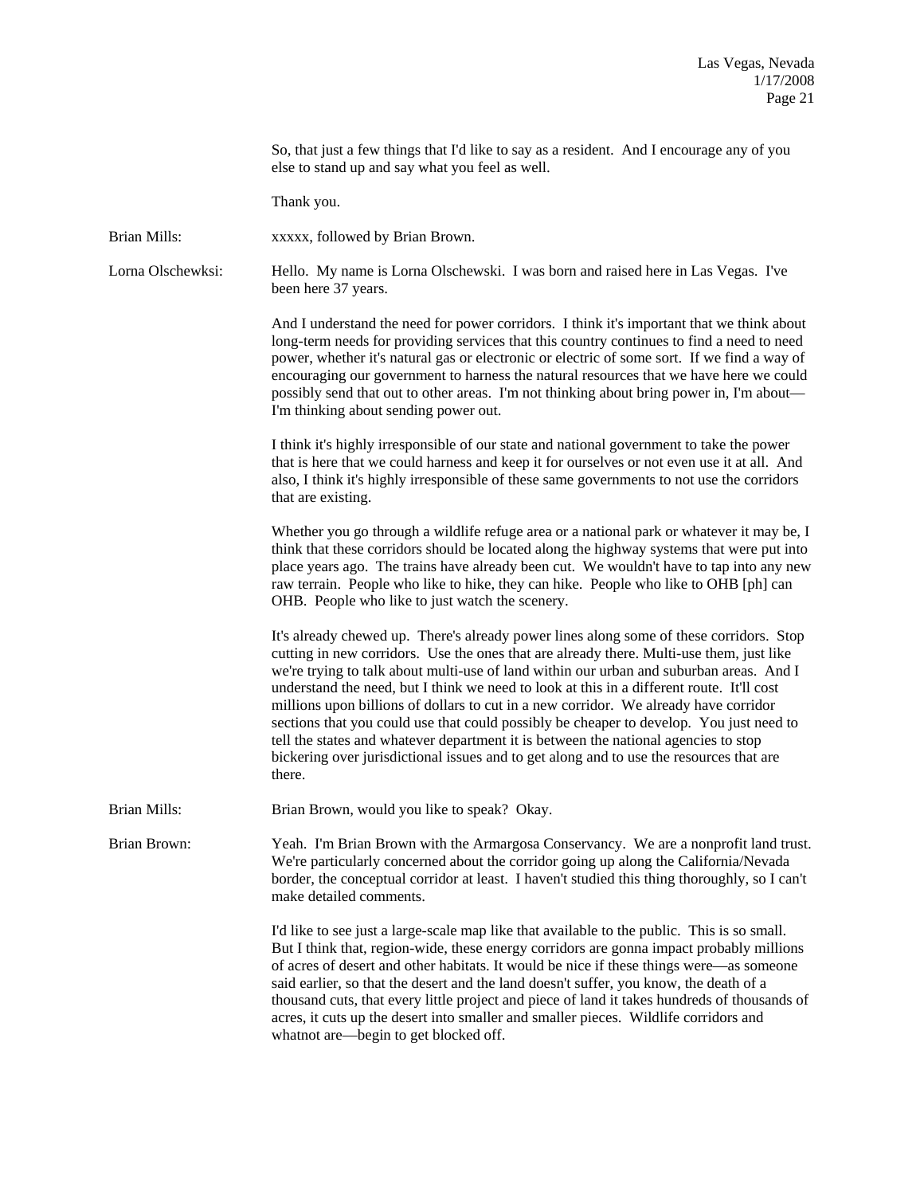So, that just a few things that I'd like to say as a resident. And I encourage any of you else to stand up and say what you feel as well.

Thank you.

Brian Mills: xxxxx, followed by Brian Brown.

Lorna Olschewksi: Hello. My name is Lorna Olschewski. I was born and raised here in Las Vegas. I've been here 37 years.

And I understand the need for power corridors. I think it's important that we think about long-term needs for providing services that this country continues to find a need to need power, whether it's natural gas or electronic or electric of some sort. If we find a way of encouraging our government to harness the natural resources that we have here we could possibly send that out to other areas. I'm not thinking about bring power in, I'm about—I'm thinking about sending power out.

I think it's highly irresponsible of our state and national government to take the power that is here that we could harness and keep it for ourselves or not even use it at all. And also, I think it's highly irresponsible of these same governments to not use the corridors that are existing.

Whether you go through a wildlife refuge area or a national park or whatever it may be, I think that these corridors should be located along the highway systems that were put into place years ago. The trains have already been cut. We wouldn't have to tap into any new raw terrain. People who like to hike, they can hike. People who like to OHB [ph] can OHB. People who like to just watch the scenery.

It's already chewed up. There's already power lines along some of these corridors. Stop cutting in new corridors. Use the ones that are already there. Multi-use them, just like we're trying to talk about multi-use of land within our urban and suburban areas. And I understand the need, but I think we need to look at this in a different route. It'll cost millions upon billions of dollars to cut in a new corridor. We already have corridor sections that you could use that could possibly be cheaper to develop. You just need to tell the states and whatever department it is between the national agencies to stop bickering over jurisdictional issues and to get along and to use the resources that are there.

Brian Mills: Brian Brown, would you like to speak? Okay.

Brian Brown: Yeah. I'm Brian Brown with the Armargosa Conservancy. We are a nonprofit land trust. We're particularly concerned about the corridor going up along the California/Nevada border, the conceptual corridor at least. I haven't studied this thing thoroughly, so I can't make detailed comments.

I'd like to see just a large-scale map like that available to the public. This is so small. But I think that, region-wide, these energy corridors are gonna impact probably millions of acres of desert and other habitats. It would be nice if these things were—as someone said earlier, so that the desert and the land doesn't suffer, you know, the death of a thousand cuts, that every little project and piece of land it takes hundreds of thousands of acres, it cuts up the desert into smaller and smaller pieces. Wildlife corridors and whatnot are—begin to get blocked off.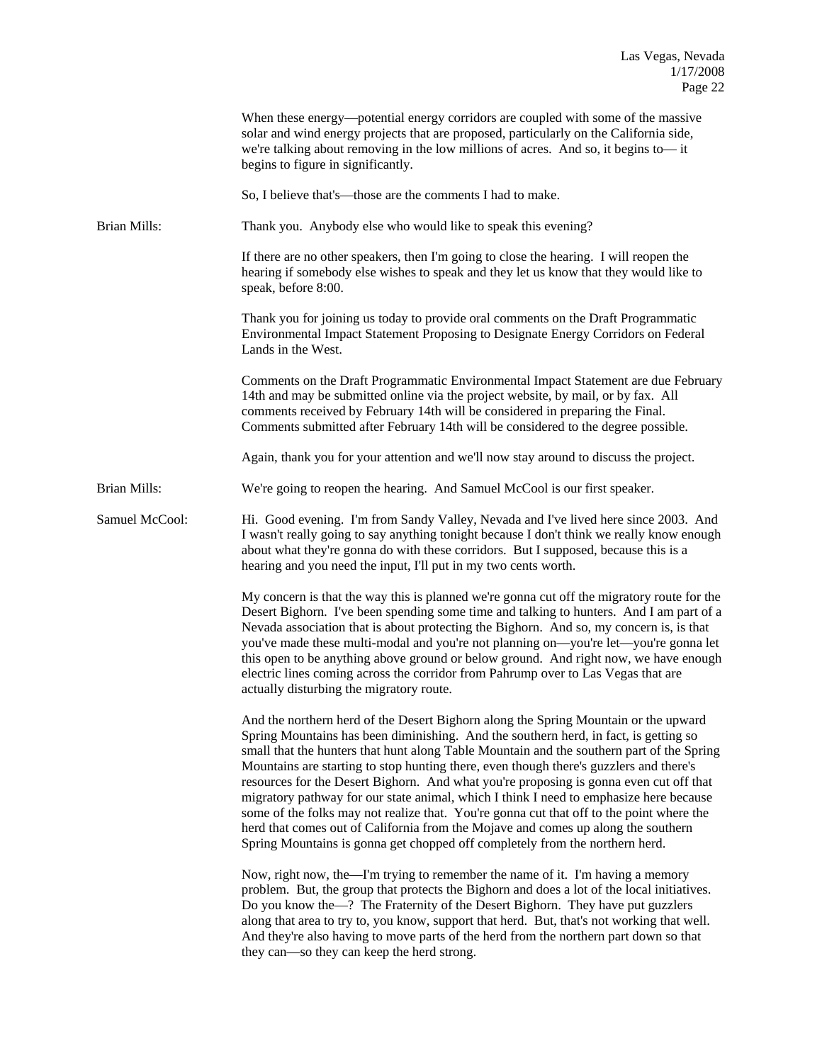When these energy—potential energy corridors are coupled with some of the massive solar and wind energy projects that are proposed, particularly on the California side, we're talking about removing in the low millions of acres. And so, it begins to— it begins to figure in significantly.

So, I believe that's—those are the comments I had to make.

**Brian Mills:** Thank you. Anybody else who would like to speak this evening?

If there are no other speakers, then I'm going to close the hearing. I will reopen the hearing if somebody else wishes to speak and they let us know that they would like to speak, before 8:00.

Thank you for joining us today to provide oral comments on the Draft Programmatic Environmental Impact Statement Proposing to Designate Energy Corridors on Federal Lands in the West.

Comments on the Draft Programmatic Environmental Impact Statement are due February 14th and may be submitted online via the project website, by mail, or by fax. All comments received by February 14th will be considered in preparing the Final. Comments submitted after February 14th will be considered to the degree possible.

Again, thank you for your attention and we'll now stay around to discuss the project.

**Brian Mills:** We're going to reopen the hearing. And Samuel McCool is our first speaker.

**Samuel McCool:** Hi. Good evening. I'm from Sandy Valley, Nevada and I've lived here since 2003. And I wasn't really going to say anything tonight because I don't think we really know enough about what they're gonna do with these corridors. But I supposed, because this is a hearing and you need the input, I'll put in my two cents worth.

My concern is that the way this is planned we're gonna cut off the migratory route for the Desert Bighorn. I've been spending some time and talking to hunters. And I am part of a Nevada association that is about protecting the Bighorn. And so, my concern is, is that you've made these multi-modal and you're not planning on—you're let—you're gonna let this open to be anything above ground or below ground. And right now, we have enough electric lines coming across the corridor from Pahrump over to Las Vegas that are actually disturbing the migratory route.

And the northern herd of the Desert Bighorn along the Spring Mountain or the upward Spring Mountains has been diminishing. And the southern herd, in fact, is getting so small that the hunters that hunt along Table Mountain and the southern part of the Spring Mountains are starting to stop hunting there, even though there's guzzlers and there's resources for the Desert Bighorn. And what you're proposing is gonna even cut off that migratory pathway for our state animal, which I think I need to emphasize here because some of the folks may not realize that. You're gonna cut that off to the point where the herd that comes out of California from the Mojave and comes up along the southern Spring Mountains is gonna get chopped off completely from the northern herd.

Now, right now, the—I'm trying to remember the name of it. I'm having a memory problem. But, the group that protects the Bighorn and does a lot of the local initiatives. Do you know the—? The Fraternity of the Desert Bighorn. They have put guzzlers along that area to try to, you know, support that herd. But, that's not working that well. And they're also having to move parts of the herd from the northern part down so that they can—so they can keep the herd strong.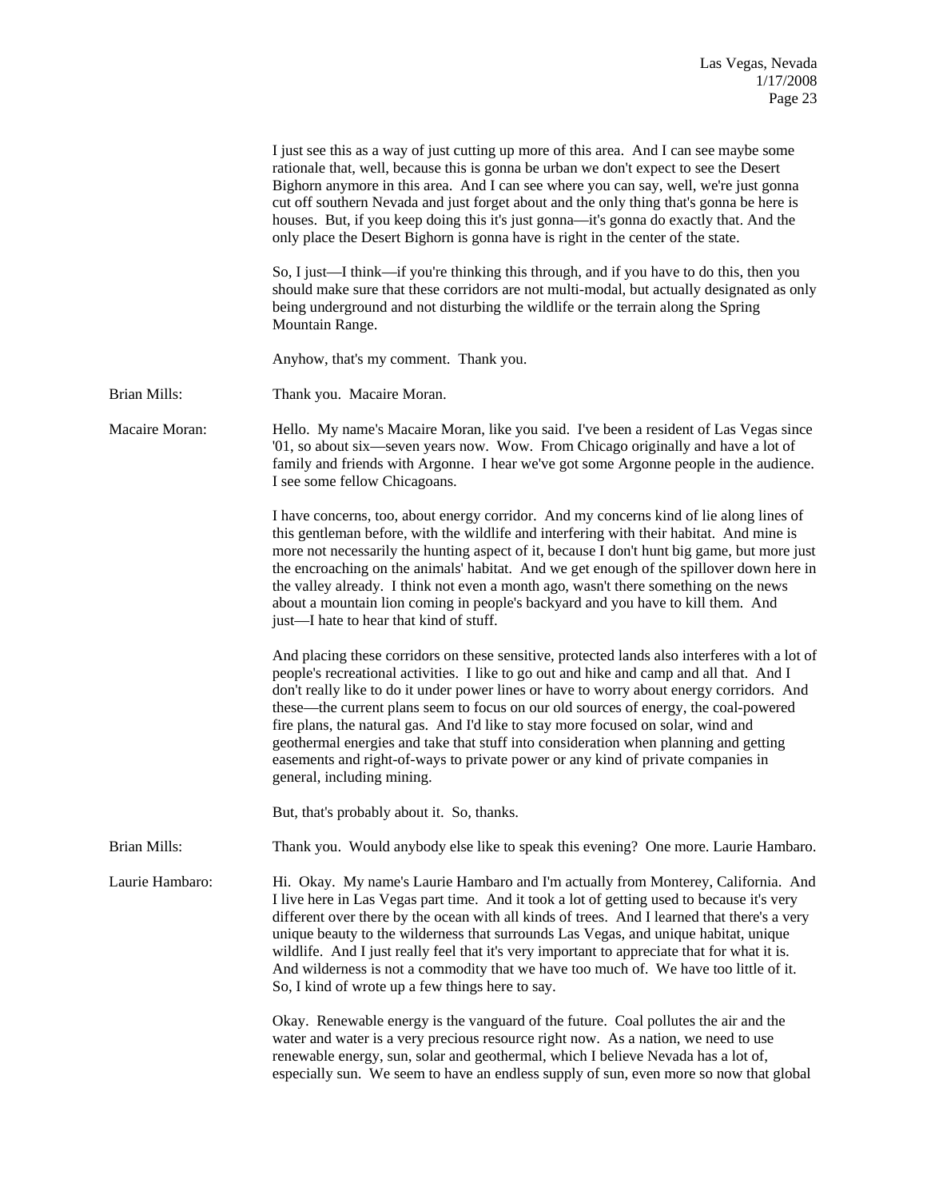I just see this as a way of just cutting up more of this area. And I can see maybe some rationale that, well, because this is gonna be urban we don't expect to see the Desert Bighorn anymore in this area. And I can see where you can say, well, we're just gonna cut off southern Nevada and just forget about and the only thing that's gonna be here is houses. But, if you keep doing this it's just gonna—it's gonna do exactly that. And the only place the Desert Bighorn is gonna have is right in the center of the state.

So, I just—I think—if you're thinking this through, and if you have to do this, then you should make sure that these corridors are not multi-modal, but actually designated as only being underground and not disturbing the wildlife or the terrain along the Spring Mountain Range.

Anyhow, that's my comment. Thank you.

**Brian Mills:** Thank you. Macaire Moran.

**Macaire Moran:** Hello. My name's Macaire Moran, like you said. I've been a resident of Las Vegas since '01, so about six—seven years now. Wow. From Chicago originally and have a lot of family and friends with Argonne. I hear we've got some Argonne people in the audience. I see some fellow Chicagoans.

I have concerns, too, about energy corridor. And my concerns kind of lie along lines of this gentleman before, with the wildlife and interfering with their habitat. And mine is more not necessarily the hunting aspect of it, because I don't hunt big game, but more just the encroaching on the animals' habitat. And we get enough of the spillover down here in the valley already. I think not even a month ago, wasn't there something on the news about a mountain lion coming in people's backyard and you have to kill them. And just—I hate to hear that kind of stuff.

And placing these corridors on these sensitive, protected lands also interferes with a lot of people's recreational activities. I like to go out and hike and camp and all that. And I don't really like to do it under power lines or have to worry about energy corridors. And these—the current plans seem to focus on our old sources of energy, the coal-powered fire plans, the natural gas. And I'd like to stay more focused on solar, wind and geothermal energies and take that stuff into consideration when planning and getting easements and right-of-ways to private power or any kind of private companies in general, including mining.

But, that's probably about it. So, thanks.

**Brian Mills:** Thank you. Would anybody else like to speak this evening? One more. Laurie Hambaro.

**Laurie Hambaro:** Hi. Okay. My name's Laurie Hambaro and I'm actually from Monterey, California. And I live here in Las Vegas part time. And it took a lot of getting used to because it's very different over there by the ocean with all kinds of trees. And I learned that there's a very unique beauty to the wilderness that surrounds Las Vegas, and unique habitat, unique wildlife. And I just really feel that it's very important to appreciate that for what it is. And wilderness is not a commodity that we have too much of. We have too little of it. So, I kind of wrote up a few things here to say.

Okay. Renewable energy is the vanguard of the future. Coal pollutes the air and the water and water is a very precious resource right now. As a nation, we need to use renewable energy, sun, solar and geothermal, which I believe Nevada has a lot of, especially sun. We seem to have an endless supply of sun, even more so now that global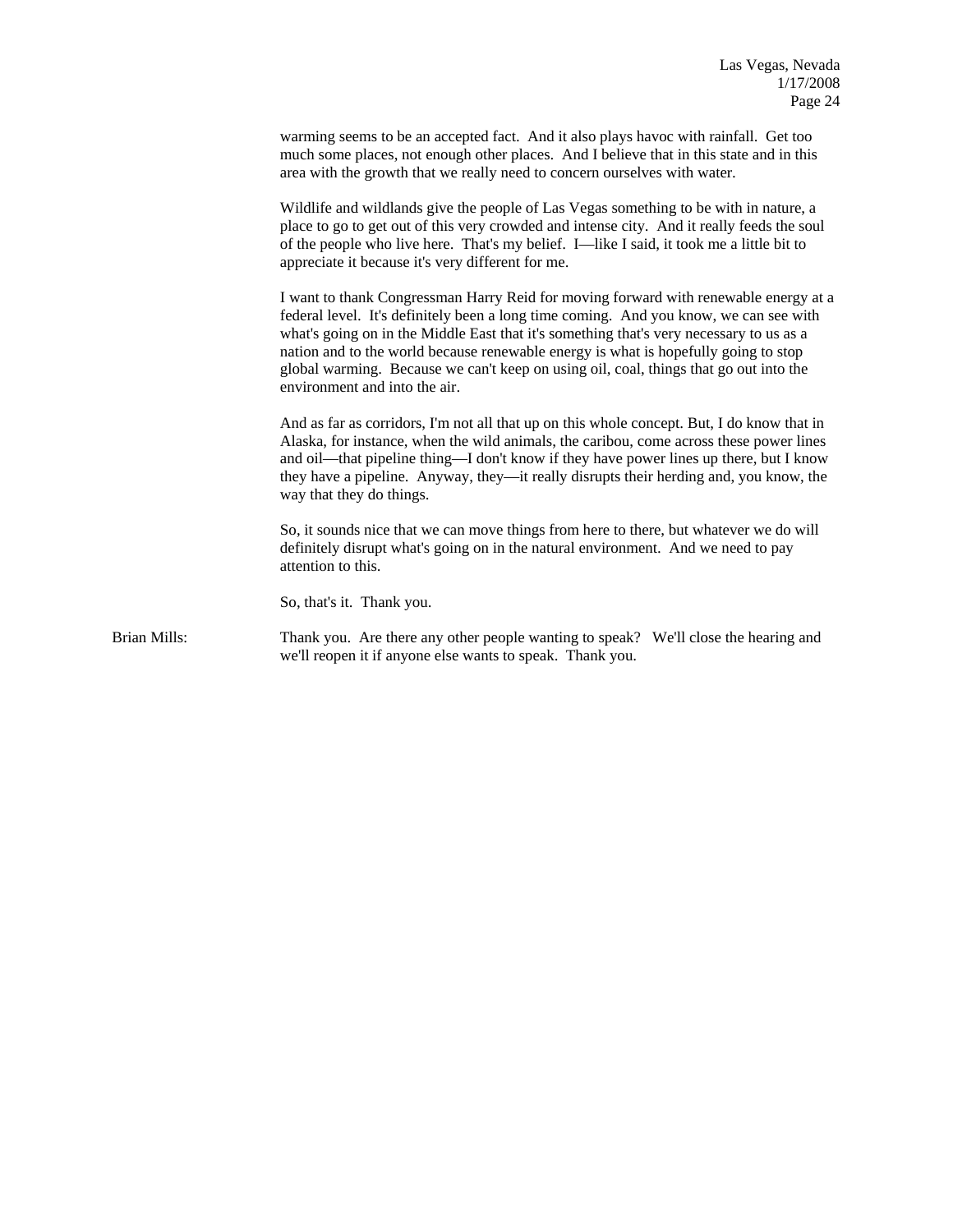warming seems to be an accepted fact. And it also plays havoc with rainfall. Get too much some places, not enough other places. And I believe that in this state and in this area with the growth that we really need to concern ourselves with water.

Wildlife and wildlands give the people of Las Vegas something to be with in nature, a place to go to get out of this very crowded and intense city. And it really feeds the soul of the people who live here. That's my belief. I—like I said, it took me a little bit to appreciate it because it's very different for me.

I want to thank Congressman Harry Reid for moving forward with renewable energy at a federal level. It's definitely been a long time coming. And you know, we can see with what's going on in the Middle East that it's something that's very necessary to us as a nation and to the world because renewable energy is what is hopefully going to stop global warming. Because we can't keep on using oil, coal, things that go out into the environment and into the air.

And as far as corridors, I'm not all that up on this whole concept. But, I do know that in Alaska, for instance, when the wild animals, the caribou, come across these power lines and oil—that pipeline thing—I don't know if they have power lines up there, but I know they have a pipeline. Anyway, they—it really disrupts their herding and, you know, the way that they do things.

So, it sounds nice that we can move things from here to there, but whatever we do will definitely disrupt what's going on in the natural environment. And we need to pay attention to this.

So, that's it. Thank you.

Brian Mills: Thank you. Are there any other people wanting to speak? We'll close the hearing and we'll reopen it if anyone else wants to speak. Thank you.